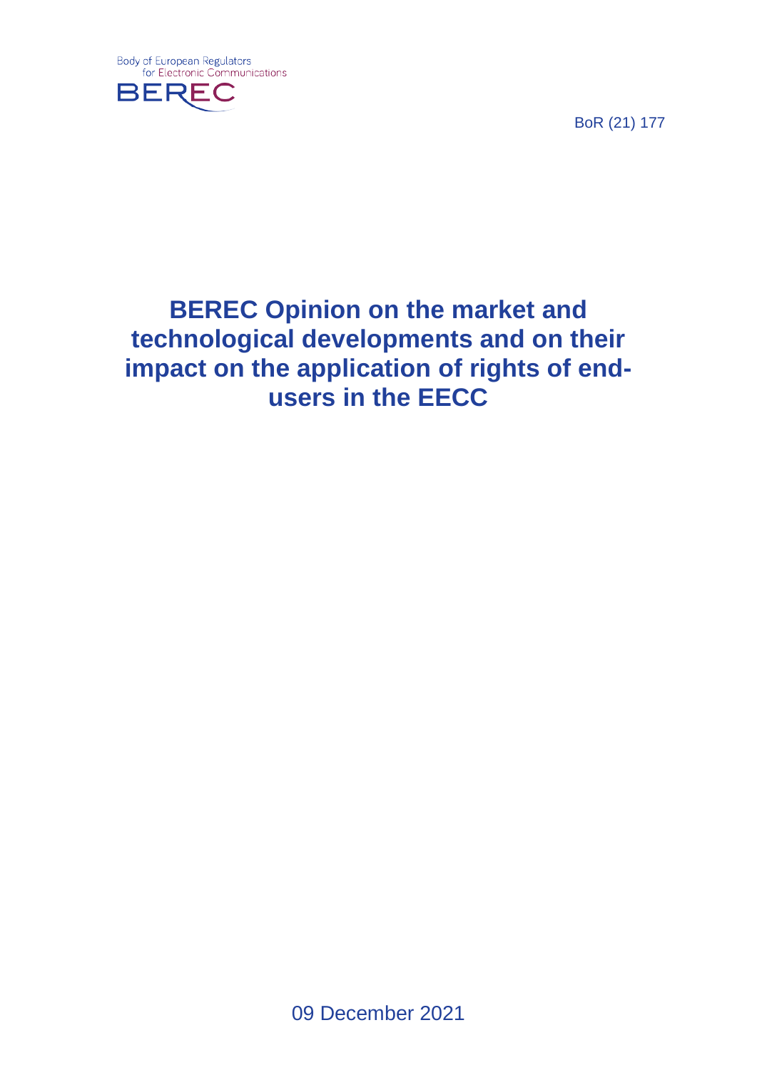Body of European Regulators for Electronic Communications

BEREC

BoR (21) 177

# BEREC Opinion on the market and technological developments and on their impact on the application of rights of end-users in the EECC

09 December 2021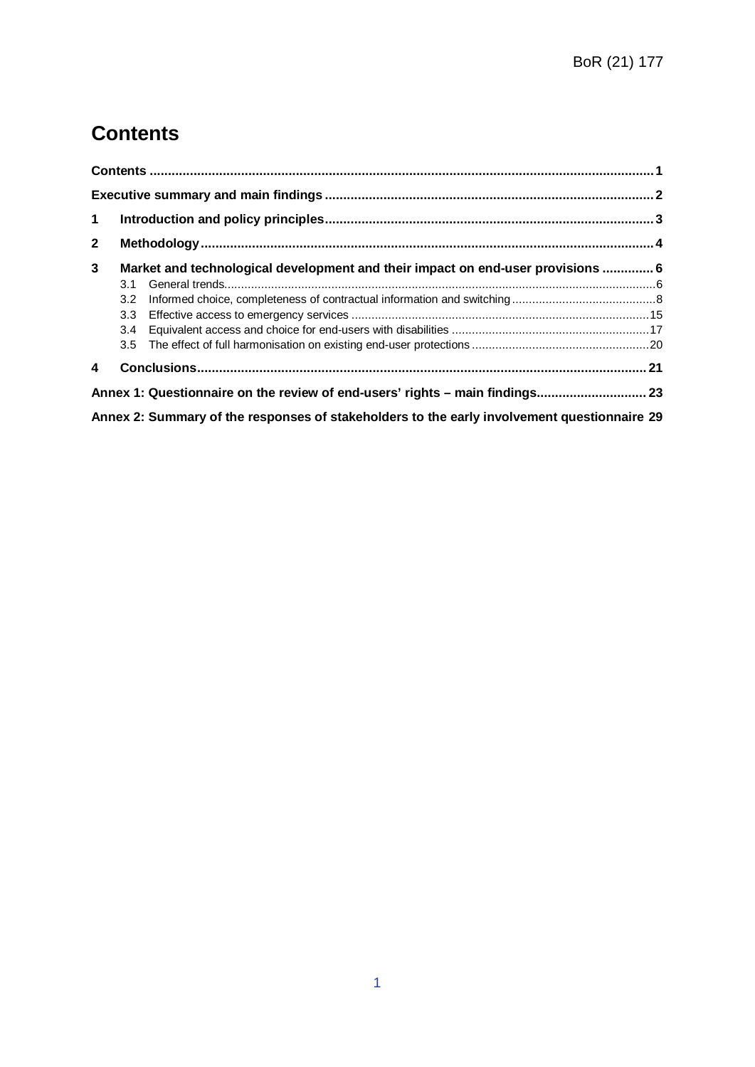# Contents

Contents ........................................................................................................................................ 1

Executive summary and main findings .......................................................................................... 2

1 Introduction and policy principles ........................................................................................ 3

2 Methodology ........................................................................................................................... 4

3 Market and technological development and their impact on end-user provisions .............. 6

- 3.1 General trends ..................................................................................................................... 6
- 3.2 Informed choice, completeness of contractual information and switching ........................................... 8
- 3.3 Effective access to emergency services ........................................................................ 15
- 3.4 Equivalent access and choice for end-users with disabilities ........................................................... 17
- 3.5 The effect of full harmonisation on existing end-user protections ..................................................... 20

4 Conclusions ........................................................................................................................... 21

Annex 1: Questionnaire on the review of end-users' rights – main findings .............................. 23

Annex 2: Summary of the responses of stakeholders to the early involvement questionnaire 29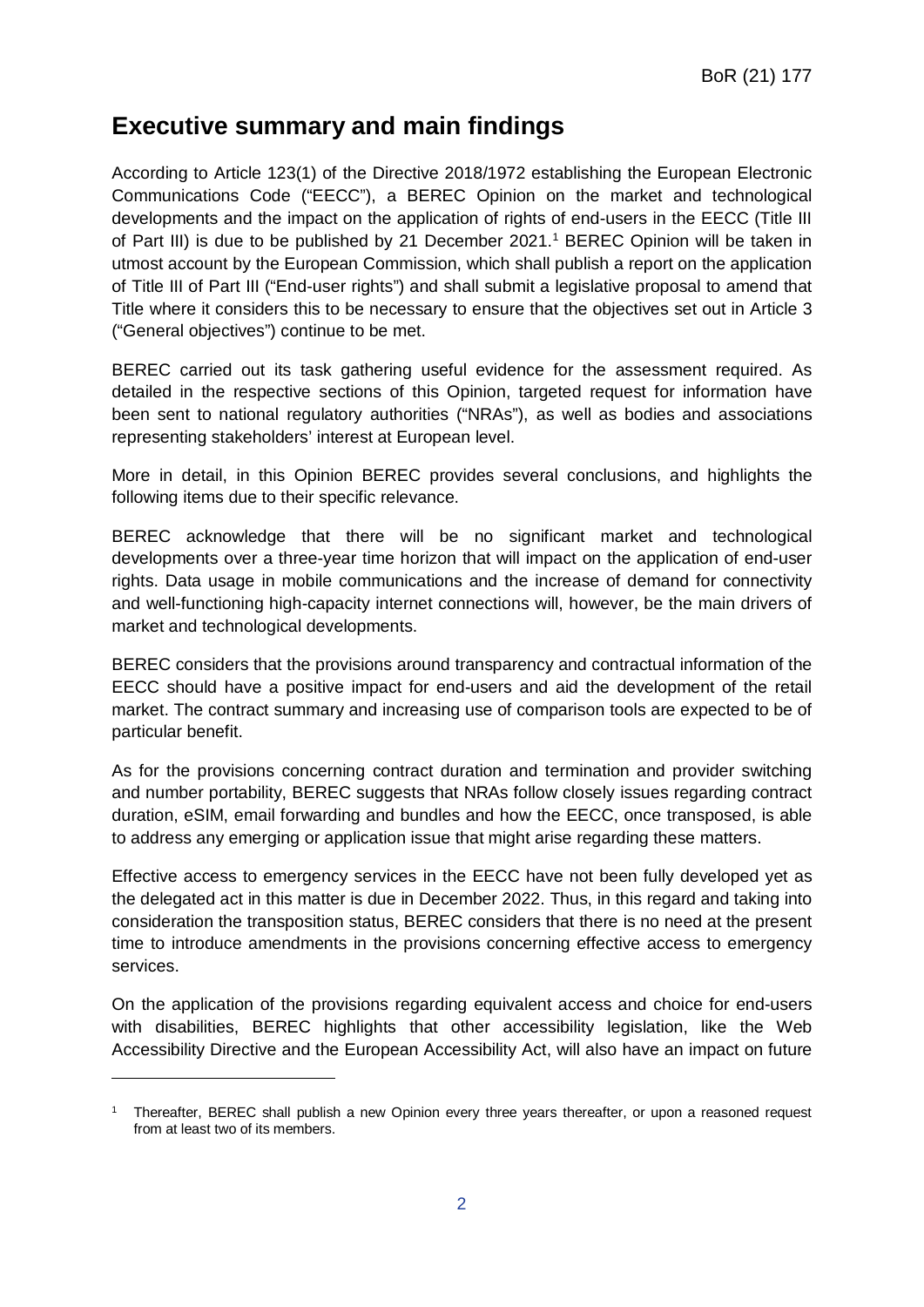## Executive summary and main findings

According to Article 123(1) of the Directive 2018/1972 establishing the European Electronic Communications Code ("EECC"), a BEREC Opinion on the market and technological developments and the impact on the application of rights of end-users in the EECC (Title III of Part III) is due to be published by 21 December 2021.[1] BEREC Opinion will be taken in utmost account by the European Commission, which shall publish a report on the application of Title III of Part III ("End-user rights") and shall submit a legislative proposal to amend that Title where it considers this to be necessary to ensure that the objectives set out in Article 3 ("General objectives") continue to be met.

BEREC carried out its task gathering useful evidence for the assessment required. As detailed in the respective sections of this Opinion, targeted request for information have been sent to national regulatory authorities ("NRAs"), as well as bodies and associations representing stakeholders' interest at European level.

More in detail, in this Opinion BEREC provides several conclusions, and highlights the following items due to their specific relevance.

BEREC acknowledge that there will be no significant market and technological developments over a three-year time horizon that will impact on the application of end-user rights. Data usage in mobile communications and the increase of demand for connectivity and well-functioning high-capacity internet connections will, however, be the main drivers of market and technological developments.

BEREC considers that the provisions around transparency and contractual information of the EECC should have a positive impact for end-users and aid the development of the retail market. The contract summary and increasing use of comparison tools are expected to be of particular benefit.

As for the provisions concerning contract duration and termination and provider switching and number portability, BEREC suggests that NRAs follow closely issues regarding contract duration, eSIM, email forwarding and bundles and how the EECC, once transposed, is able to address any emerging or application issue that might arise regarding these matters.

Effective access to emergency services in the EECC have not been fully developed yet as the delegated act in this matter is due in December 2022. Thus, in this regard and taking into consideration the transposition status, BEREC considers that there is no need at the present time to introduce amendments in the provisions concerning effective access to emergency services.

On the application of the provisions regarding equivalent access and choice for end-users with disabilities, BEREC highlights that other accessibility legislation, like the Web Accessibility Directive and the European Accessibility Act, will also have an impact on future

---

[1] Thereafter, BEREC shall publish a new Opinion every three years thereafter, or upon a reasoned request from at least two of its members.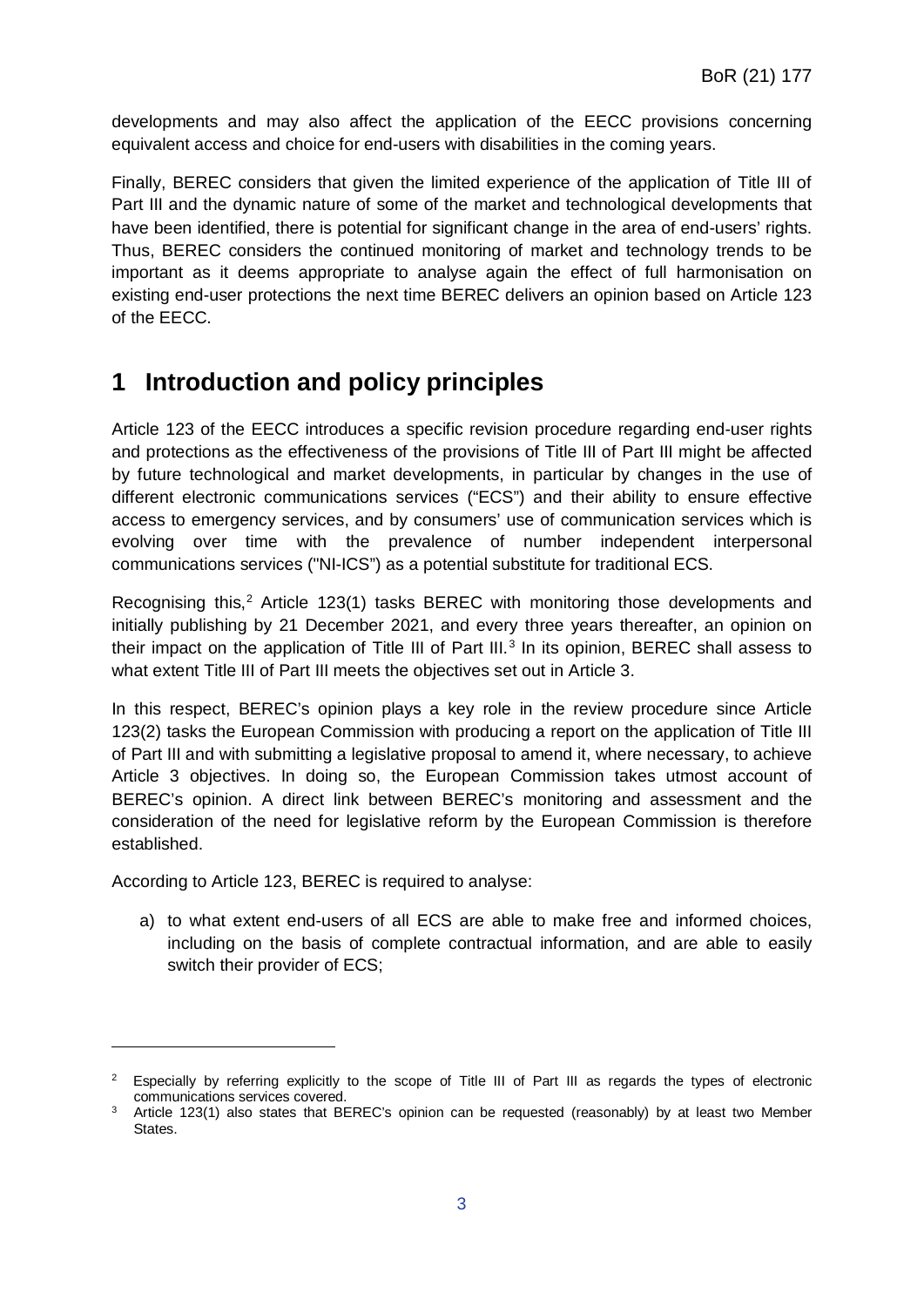developments and may also affect the application of the EECC provisions concerning equivalent access and choice for end-users with disabilities in the coming years.

Finally, BEREC considers that given the limited experience of the application of Title III of Part III and the dynamic nature of some of the market and technological developments that have been identified, there is potential for significant change in the area of end-users' rights. Thus, BEREC considers the continued monitoring of market and technology trends to be important as it deems appropriate to analyse again the effect of full harmonisation on existing end-user protections the next time BEREC delivers an opinion based on Article 123 of the EECC.

# 1 Introduction and policy principles

Article 123 of the EECC introduces a specific revision procedure regarding end-user rights and protections as the effectiveness of the provisions of Title III of Part III might be affected by future technological and market developments, in particular by changes in the use of different electronic communications services ("ECS") and their ability to ensure effective access to emergency services, and by consumers' use of communication services which is evolving over time with the prevalence of number independent interpersonal communications services ("NI-ICS") as a potential substitute for traditional ECS.

Recognising this,[2] Article 123(1) tasks BEREC with monitoring those developments and initially publishing by 21 December 2021, and every three years thereafter, an opinion on their impact on the application of Title III of Part III.[3] In its opinion, BEREC shall assess to what extent Title III of Part III meets the objectives set out in Article 3.

In this respect, BEREC's opinion plays a key role in the review procedure since Article 123(2) tasks the European Commission with producing a report on the application of Title III of Part III and with submitting a legislative proposal to amend it, where necessary, to achieve Article 3 objectives. In doing so, the European Commission takes utmost account of BEREC's opinion. A direct link between BEREC's monitoring and assessment and the consideration of the need for legislative reform by the European Commission is therefore established.

According to Article 123, BEREC is required to analyse:

a) to what extent end-users of all ECS are able to make free and informed choices, including on the basis of complete contractual information, and are able to easily switch their provider of ECS;

---

[2] Especially by referring explicitly to the scope of Title III of Part III as regards the types of electronic communications services covered.

[3] Article 123(1) also states that BEREC's opinion can be requested (reasonably) by at least two Member States.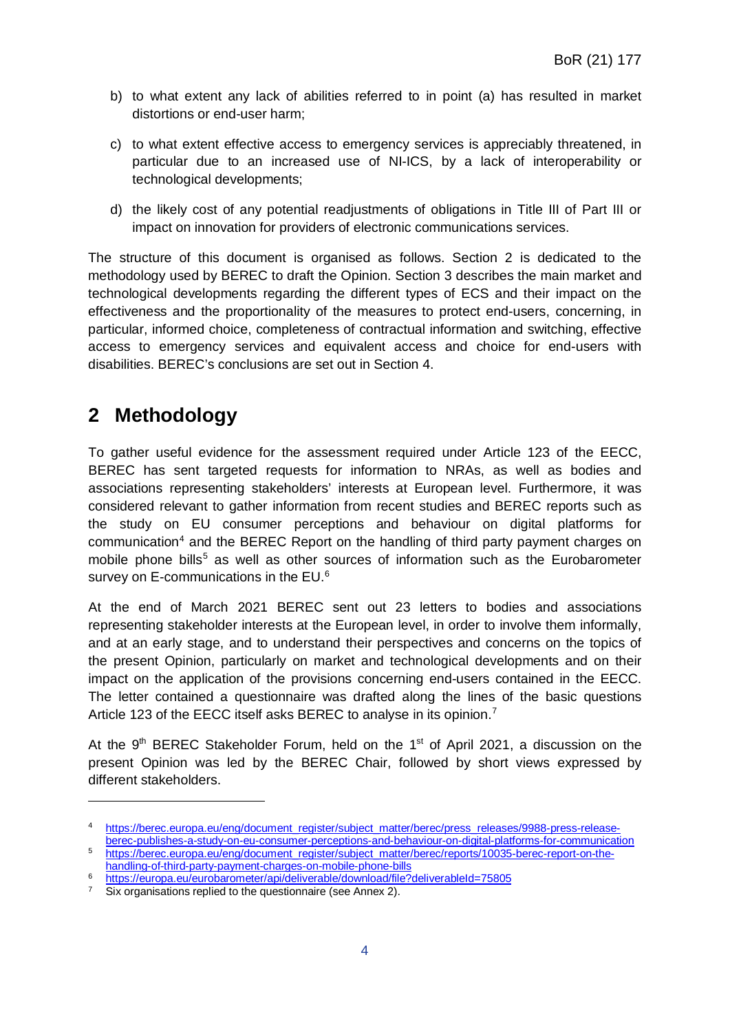b) to what extent any lack of abilities referred to in point (a) has resulted in market distortions or end-user harm;

c) to what extent effective access to emergency services is appreciably threatened, in particular due to an increased use of NI-ICS, by a lack of interoperability or technological developments;

d) the likely cost of any potential readjustments of obligations in Title III of Part III or impact on innovation for providers of electronic communications services.

The structure of this document is organised as follows. Section 2 is dedicated to the methodology used by BEREC to draft the Opinion. Section 3 describes the main market and technological developments regarding the different types of ECS and their impact on the effectiveness and the proportionality of the measures to protect end-users, concerning, in particular, informed choice, completeness of contractual information and switching, effective access to emergency services and equivalent access and choice for end-users with disabilities. BEREC's conclusions are set out in Section 4.

# 2 Methodology

To gather useful evidence for the assessment required under Article 123 of the EECC, BEREC has sent targeted requests for information to NRAs, as well as bodies and associations representing stakeholders' interests at European level. Furthermore, it was considered relevant to gather information from recent studies and BEREC reports such as the study on EU consumer perceptions and behaviour on digital platforms for communication[4] and the BEREC Report on the handling of third party payment charges on mobile phone bills[5] as well as other sources of information such as the Eurobarometer survey on E-communications in the EU.[6]

At the end of March 2021 BEREC sent out 23 letters to bodies and associations representing stakeholder interests at the European level, in order to involve them informally, and at an early stage, and to understand their perspectives and concerns on the topics of the present Opinion, particularly on market and technological developments and on their impact on the application of the provisions concerning end-users contained in the EECC. The letter contained a questionnaire was drafted along the lines of the basic questions Article 123 of the EECC itself asks BEREC to analyse in its opinion.[7]

At the 9th BEREC Stakeholder Forum, held on the 1st of April 2021, a discussion on the present Opinion was led by the BEREC Chair, followed by short views expressed by different stakeholders.

---

[4] https://berec.europa.eu/eng/document_register/subject_matter/berec/press_releases/9988-press-release-berec-publishes-a-study-on-eu-consumer-perceptions-and-behaviour-on-digital-platforms-for-communication

[5] https://berec.europa.eu/eng/document_register/subject_matter/berec/reports/10035-berec-report-on-the-handling-of-third-party-payment-charges-on-mobile-phone-bills

[6] https://europa.eu/eurobarometer/api/deliverable/download/file?deliverableId=75805

[7] Six organisations replied to the questionnaire (see Annex 2).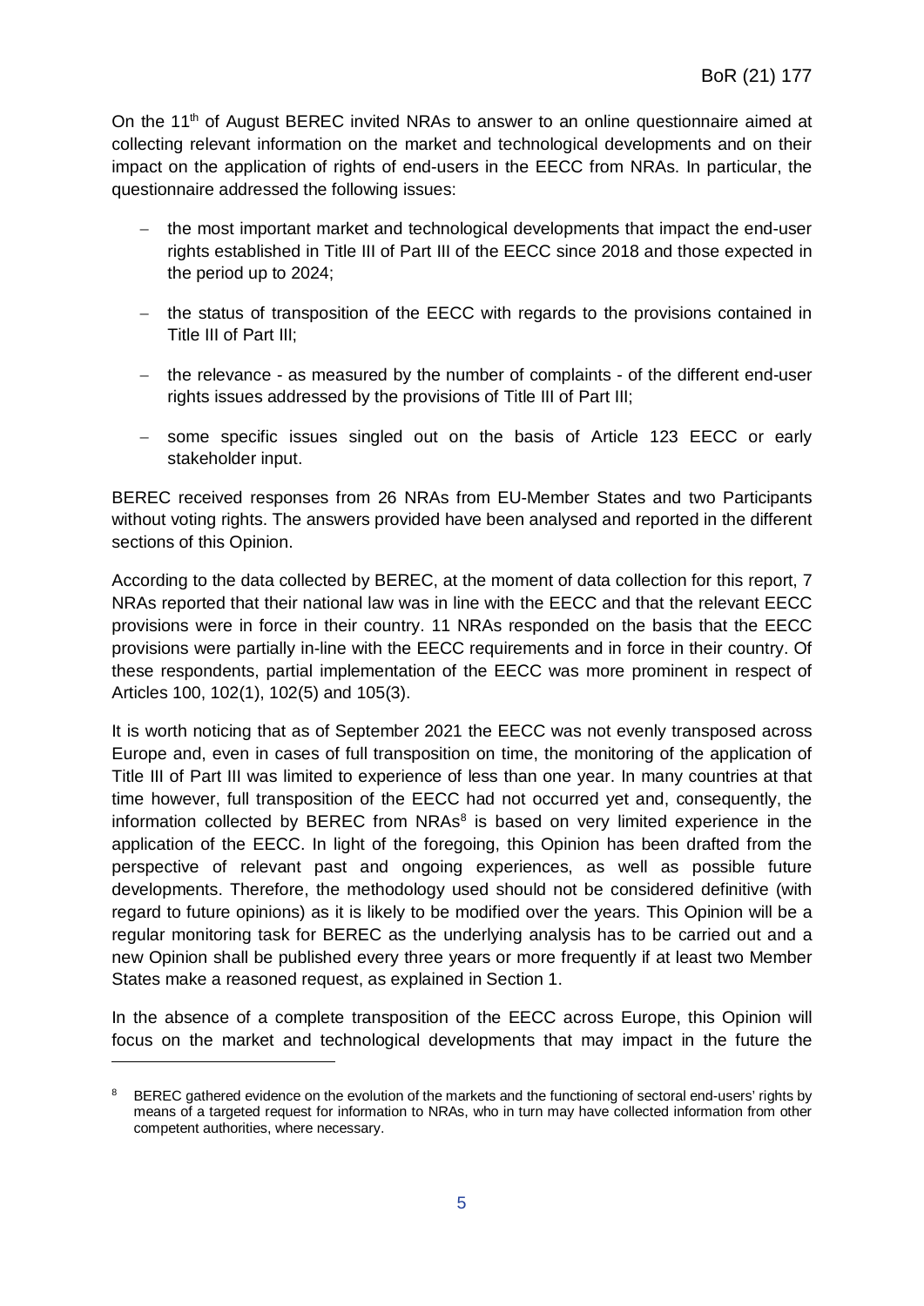On the 11th of August BEREC invited NRAs to answer to an online questionnaire aimed at collecting relevant information on the market and technological developments and on their impact on the application of rights of end-users in the EECC from NRAs. In particular, the questionnaire addressed the following issues:

- the most important market and technological developments that impact the end-user rights established in Title III of Part III of the EECC since 2018 and those expected in the period up to 2024;
- the status of transposition of the EECC with regards to the provisions contained in Title III of Part III;
- the relevance - as measured by the number of complaints - of the different end-user rights issues addressed by the provisions of Title III of Part III;
- some specific issues singled out on the basis of Article 123 EECC or early stakeholder input.

BEREC received responses from 26 NRAs from EU-Member States and two Participants without voting rights. The answers provided have been analysed and reported in the different sections of this Opinion.

According to the data collected by BEREC, at the moment of data collection for this report, 7 NRAs reported that their national law was in line with the EECC and that the relevant EECC provisions were in force in their country. 11 NRAs responded on the basis that the EECC provisions were partially in-line with the EECC requirements and in force in their country. Of these respondents, partial implementation of the EECC was more prominent in respect of Articles 100, 102(1), 102(5) and 105(3).

It is worth noticing that as of September 2021 the EECC was not evenly transposed across Europe and, even in cases of full transposition on time, the monitoring of the application of Title III of Part III was limited to experience of less than one year. In many countries at that time however, full transposition of the EECC had not occurred yet and, consequently, the information collected by BEREC from NRAs[8] is based on very limited experience in the application of the EECC. In light of the foregoing, this Opinion has been drafted from the perspective of relevant past and ongoing experiences, as well as possible future developments. Therefore, the methodology used should not be considered definitive (with regard to future opinions) as it is likely to be modified over the years. This Opinion will be a regular monitoring task for BEREC as the underlying analysis has to be carried out and a new Opinion shall be published every three years or more frequently if at least two Member States make a reasoned request, as explained in Section 1.

In the absence of a complete transposition of the EECC across Europe, this Opinion will focus on the market and technological developments that may impact in the future the

[8] BEREC gathered evidence on the evolution of the markets and the functioning of sectoral end-users' rights by means of a targeted request for information to NRAs, who in turn may have collected information from other competent authorities, where necessary.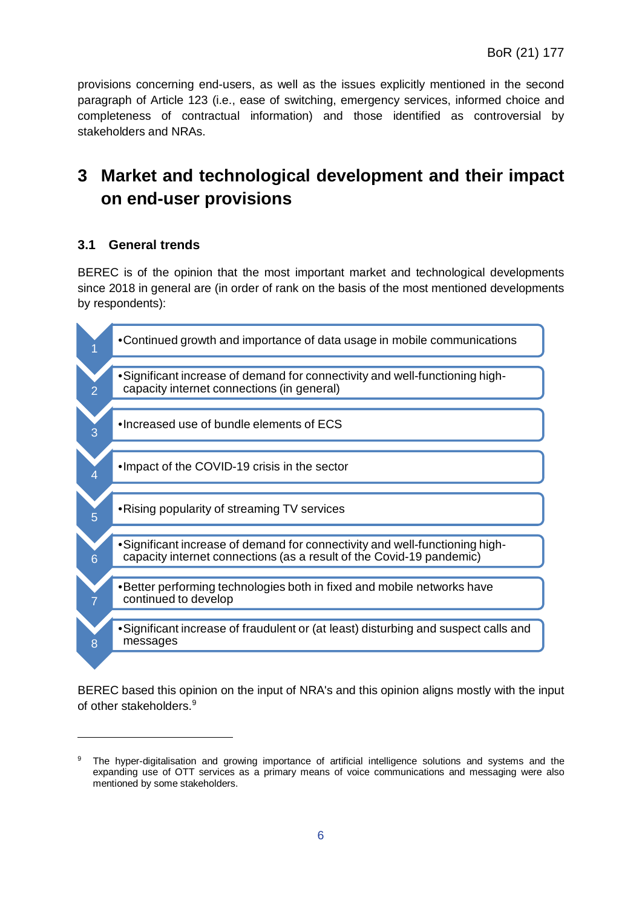provisions concerning end-users, as well as the issues explicitly mentioned in the second paragraph of Article 123 (i.e., ease of switching, emergency services, informed choice and completeness of contractual information) and those identified as controversial by stakeholders and NRAs.

# 3 Market and technological development and their impact on end-user provisions

## 3.1 General trends

BEREC is of the opinion that the most important market and technological developments since 2018 in general are (in order of rank on the basis of the most mentioned developments by respondents):

1. Continued growth and importance of data usage in mobile communications
2. Significant increase of demand for connectivity and well-functioning high-capacity internet connections (in general)
3. Increased use of bundle elements of ECS
4. Impact of the COVID-19 crisis in the sector
5. Rising popularity of streaming TV services
6. Significant increase of demand for connectivity and well-functioning high-capacity internet connections (as a result of the Covid-19 pandemic)
7. Better performing technologies both in fixed and mobile networks have continued to develop
8. Significant increase of fraudulent or (at least) disturbing and suspect calls and messages

BEREC based this opinion on the input of NRA's and this opinion aligns mostly with the input of other stakeholders.[9]

[9] The hyper-digitalisation and growing importance of artificial intelligence solutions and systems and the expanding use of OTT services as a primary means of voice communications and messaging were also mentioned by some stakeholders.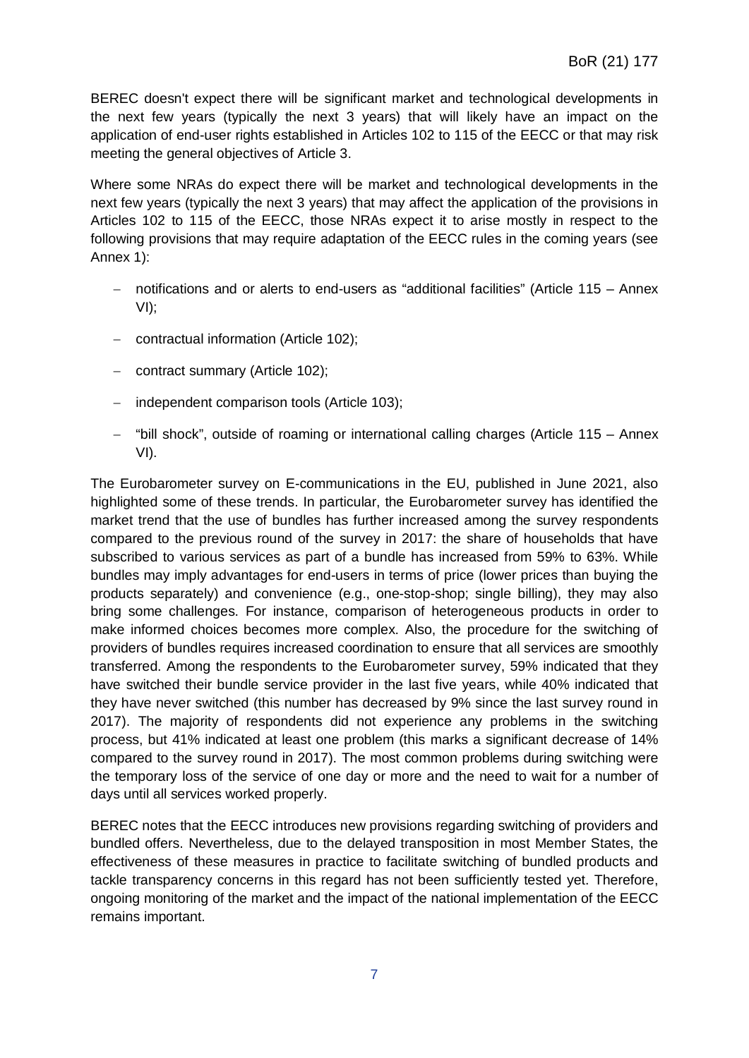BEREC doesn't expect there will be significant market and technological developments in the next few years (typically the next 3 years) that will likely have an impact on the application of end-user rights established in Articles 102 to 115 of the EECC or that may risk meeting the general objectives of Article 3.

Where some NRAs do expect there will be market and technological developments in the next few years (typically the next 3 years) that may affect the application of the provisions in Articles 102 to 115 of the EECC, those NRAs expect it to arise mostly in respect to the following provisions that may require adaptation of the EECC rules in the coming years (see Annex 1):

- notifications and or alerts to end-users as "additional facilities" (Article 115 – Annex VI);
- contractual information (Article 102);
- contract summary (Article 102);
- independent comparison tools (Article 103);
- "bill shock", outside of roaming or international calling charges (Article 115 – Annex VI).

The Eurobarometer survey on E-communications in the EU, published in June 2021, also highlighted some of these trends. In particular, the Eurobarometer survey has identified the market trend that the use of bundles has further increased among the survey respondents compared to the previous round of the survey in 2017: the share of households that have subscribed to various services as part of a bundle has increased from 59% to 63%. While bundles may imply advantages for end-users in terms of price (lower prices than buying the products separately) and convenience (e.g., one-stop-shop; single billing), they may also bring some challenges. For instance, comparison of heterogeneous products in order to make informed choices becomes more complex. Also, the procedure for the switching of providers of bundles requires increased coordination to ensure that all services are smoothly transferred. Among the respondents to the Eurobarometer survey, 59% indicated that they have switched their bundle service provider in the last five years, while 40% indicated that they have never switched (this number has decreased by 9% since the last survey round in 2017). The majority of respondents did not experience any problems in the switching process, but 41% indicated at least one problem (this marks a significant decrease of 14% compared to the survey round in 2017). The most common problems during switching were the temporary loss of the service of one day or more and the need to wait for a number of days until all services worked properly.

BEREC notes that the EECC introduces new provisions regarding switching of providers and bundled offers. Nevertheless, due to the delayed transposition in most Member States, the effectiveness of these measures in practice to facilitate switching of bundled products and tackle transparency concerns in this regard has not been sufficiently tested yet. Therefore, ongoing monitoring of the market and the impact of the national implementation of the EECC remains important.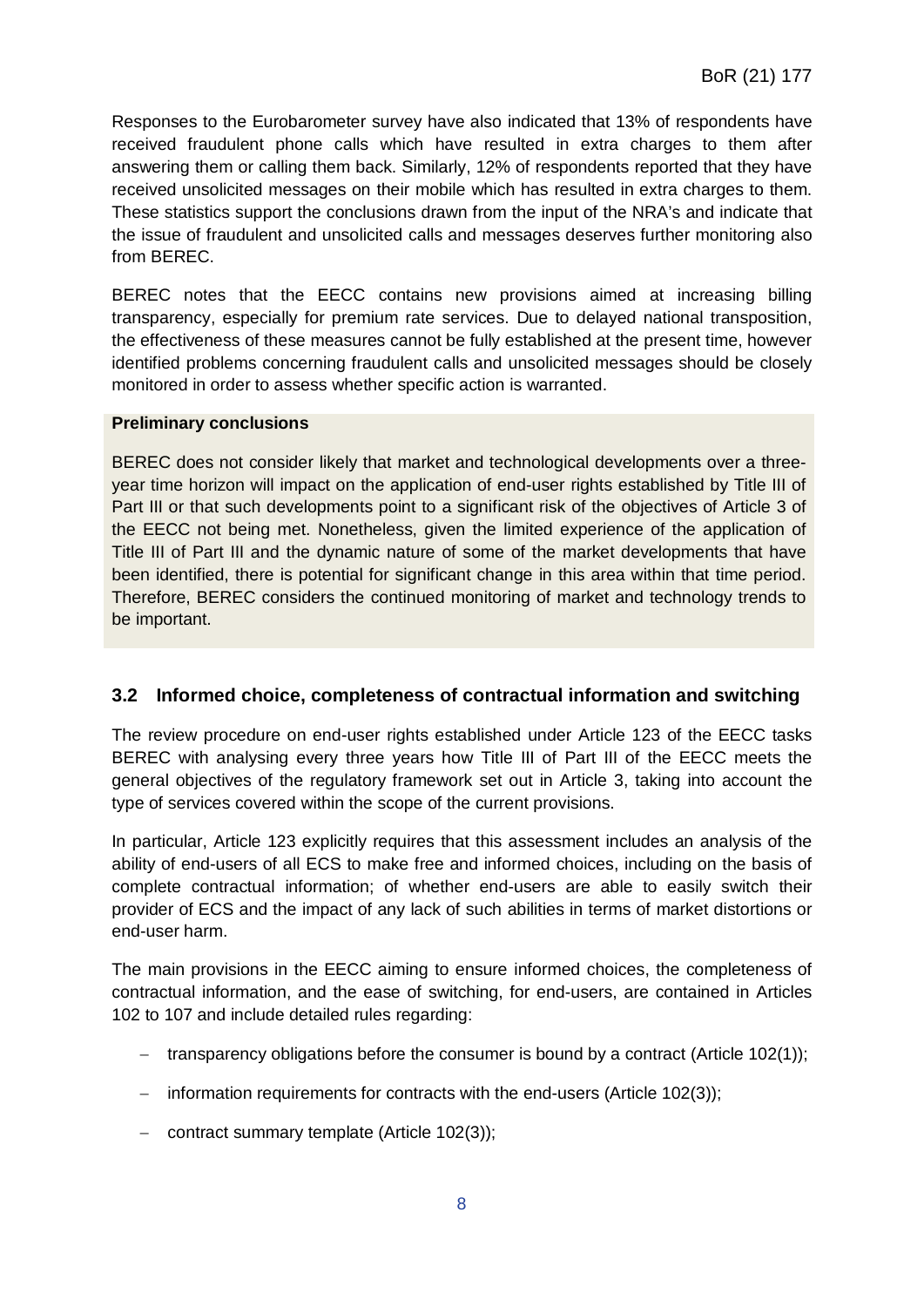Responses to the Eurobarometer survey have also indicated that 13% of respondents have received fraudulent phone calls which have resulted in extra charges to them after answering them or calling them back. Similarly, 12% of respondents reported that they have received unsolicited messages on their mobile which has resulted in extra charges to them. These statistics support the conclusions drawn from the input of the NRA's and indicate that the issue of fraudulent and unsolicited calls and messages deserves further monitoring also from BEREC.

BEREC notes that the EECC contains new provisions aimed at increasing billing transparency, especially for premium rate services. Due to delayed national transposition, the effectiveness of these measures cannot be fully established at the present time, however identified problems concerning fraudulent calls and unsolicited messages should be closely monitored in order to assess whether specific action is warranted.

**Preliminary conclusions**

BEREC does not consider likely that market and technological developments over a three-year time horizon will impact on the application of end-user rights established by Title III of Part III or that such developments point to a significant risk of the objectives of Article 3 of the EECC not being met. Nonetheless, given the limited experience of the application of Title III of Part III and the dynamic nature of some of the market developments that have been identified, there is potential for significant change in this area within that time period. Therefore, BEREC considers the continued monitoring of market and technology trends to be important.

### 3.2 Informed choice, completeness of contractual information and switching

The review procedure on end-user rights established under Article 123 of the EECC tasks BEREC with analysing every three years how Title III of Part III of the EECC meets the general objectives of the regulatory framework set out in Article 3, taking into account the type of services covered within the scope of the current provisions.

In particular, Article 123 explicitly requires that this assessment includes an analysis of the ability of end-users of all ECS to make free and informed choices, including on the basis of complete contractual information; of whether end-users are able to easily switch their provider of ECS and the impact of any lack of such abilities in terms of market distortions or end-user harm.

The main provisions in the EECC aiming to ensure informed choices, the completeness of contractual information, and the ease of switching, for end-users, are contained in Articles 102 to 107 and include detailed rules regarding:

- transparency obligations before the consumer is bound by a contract (Article 102(1));
- information requirements for contracts with the end-users (Article 102(3));
- contract summary template (Article 102(3));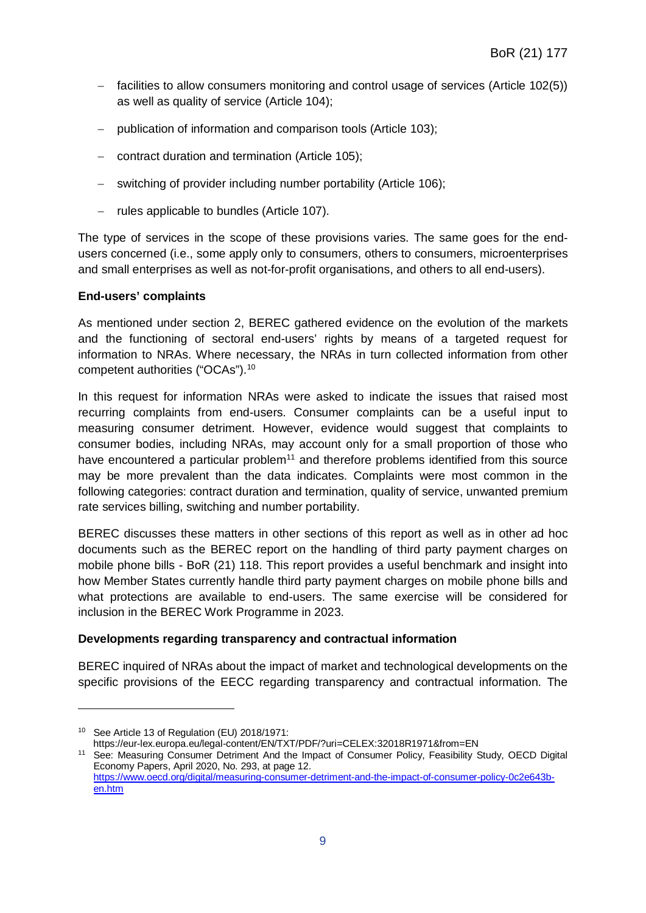- facilities to allow consumers monitoring and control usage of services (Article 102(5)) as well as quality of service (Article 104);
- publication of information and comparison tools (Article 103);
- contract duration and termination (Article 105);
- switching of provider including number portability (Article 106);
- rules applicable to bundles (Article 107).

The type of services in the scope of these provisions varies. The same goes for the end-users concerned (i.e., some apply only to consumers, others to consumers, microenterprises and small enterprises as well as not-for-profit organisations, and others to all end-users).

**End-users' complaints**

As mentioned under section 2, BEREC gathered evidence on the evolution of the markets and the functioning of sectoral end-users' rights by means of a targeted request for information to NRAs. Where necessary, the NRAs in turn collected information from other competent authorities ("OCAs").[10]

In this request for information NRAs were asked to indicate the issues that raised most recurring complaints from end-users. Consumer complaints can be a useful input to measuring consumer detriment. However, evidence would suggest that complaints to consumer bodies, including NRAs, may account only for a small proportion of those who have encountered a particular problem[11] and therefore problems identified from this source may be more prevalent than the data indicates. Complaints were most common in the following categories: contract duration and termination, quality of service, unwanted premium rate services billing, switching and number portability.

BEREC discusses these matters in other sections of this report as well as in other ad hoc documents such as the BEREC report on the handling of third party payment charges on mobile phone bills - BoR (21) 118. This report provides a useful benchmark and insight into how Member States currently handle third party payment charges on mobile phone bills and what protections are available to end-users. The same exercise will be considered for inclusion in the BEREC Work Programme in 2023.

**Developments regarding transparency and contractual information**

BEREC inquired of NRAs about the impact of market and technological developments on the specific provisions of the EECC regarding transparency and contractual information. The

---

[10] See Article 13 of Regulation (EU) 2018/1971: https://eur-lex.europa.eu/legal-content/EN/TXT/PDF/?uri=CELEX:32018R1971&from=EN

[11] See: Measuring Consumer Detriment And the Impact of Consumer Policy, Feasibility Study, OECD Digital Economy Papers, April 2020, No. 293, at page 12. https://www.oecd.org/digital/measuring-consumer-detriment-and-the-impact-of-consumer-policy-0c2e643b-en.htm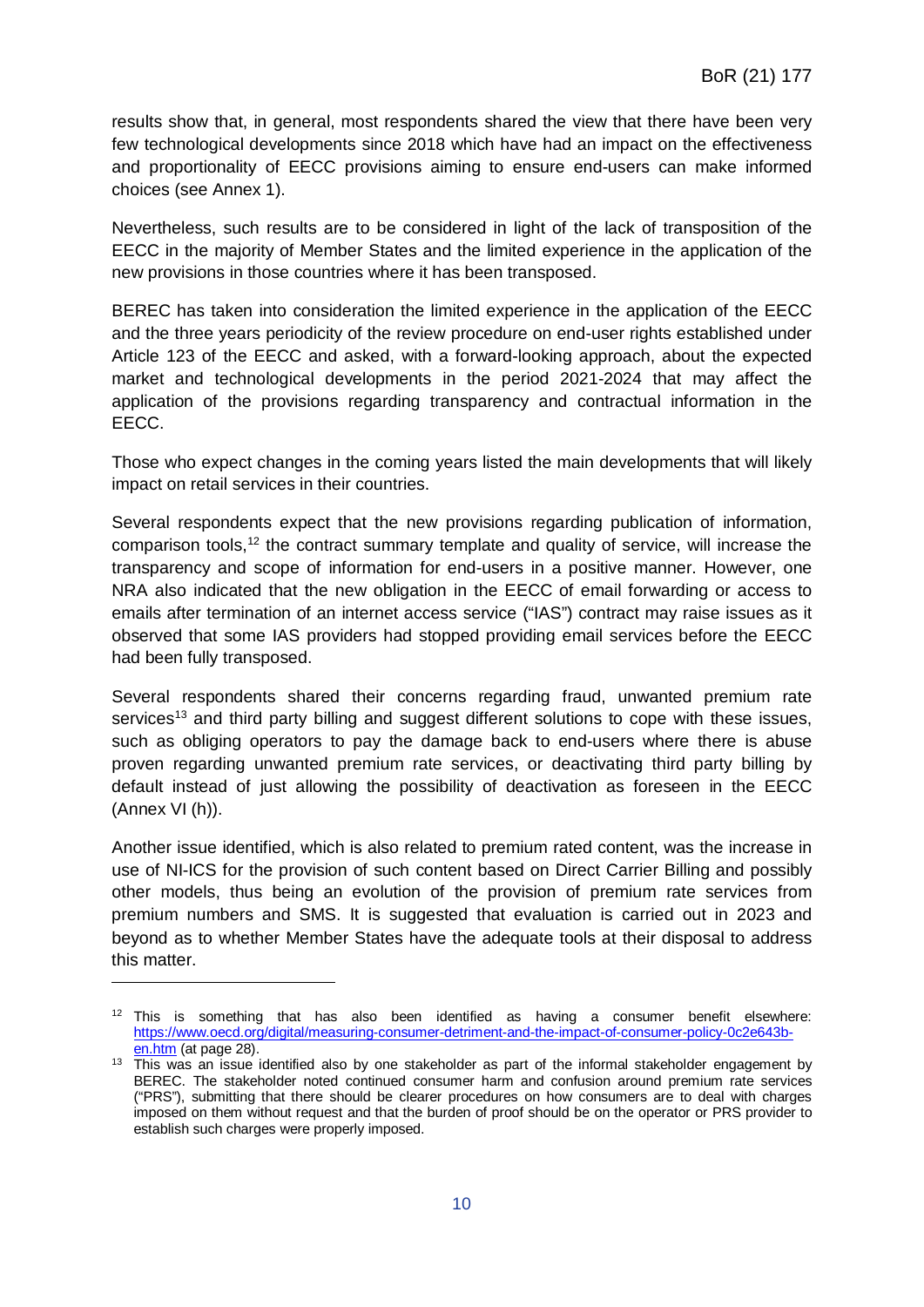results show that, in general, most respondents shared the view that there have been very few technological developments since 2018 which have had an impact on the effectiveness and proportionality of EECC provisions aiming to ensure end-users can make informed choices (see Annex 1).

Nevertheless, such results are to be considered in light of the lack of transposition of the EECC in the majority of Member States and the limited experience in the application of the new provisions in those countries where it has been transposed.

BEREC has taken into consideration the limited experience in the application of the EECC and the three years periodicity of the review procedure on end-user rights established under Article 123 of the EECC and asked, with a forward-looking approach, about the expected market and technological developments in the period 2021-2024 that may affect the application of the provisions regarding transparency and contractual information in the EECC.

Those who expect changes in the coming years listed the main developments that will likely impact on retail services in their countries.

Several respondents expect that the new provisions regarding publication of information, comparison tools,[12] the contract summary template and quality of service, will increase the transparency and scope of information for end-users in a positive manner. However, one NRA also indicated that the new obligation in the EECC of email forwarding or access to emails after termination of an internet access service ("IAS") contract may raise issues as it observed that some IAS providers had stopped providing email services before the EECC had been fully transposed.

Several respondents shared their concerns regarding fraud, unwanted premium rate services[13] and third party billing and suggest different solutions to cope with these issues, such as obliging operators to pay the damage back to end-users where there is abuse proven regarding unwanted premium rate services, or deactivating third party billing by default instead of just allowing the possibility of deactivation as foreseen in the EECC (Annex VI (h)).

Another issue identified, which is also related to premium rated content, was the increase in use of NI-ICS for the provision of such content based on Direct Carrier Billing and possibly other models, thus being an evolution of the provision of premium rate services from premium numbers and SMS. It is suggested that evaluation is carried out in 2023 and beyond as to whether Member States have the adequate tools at their disposal to address this matter.

---

[12] This is something that has also been identified as having a consumer benefit elsewhere: https://www.oecd.org/digital/measuring-consumer-detriment-and-the-impact-of-consumer-policy-0c2e643b-en.htm (at page 28).

[13] This was an issue identified also by one stakeholder as part of the informal stakeholder engagement by BEREC. The stakeholder noted continued consumer harm and confusion around premium rate services ("PRS"), submitting that there should be clearer procedures on how consumers are to deal with charges imposed on them without request and that the burden of proof should be on the operator or PRS provider to establish such charges were properly imposed.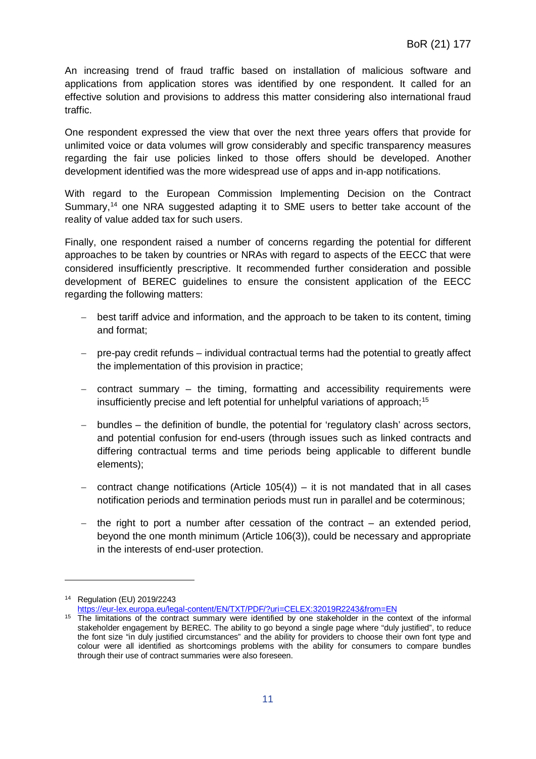An increasing trend of fraud traffic based on installation of malicious software and applications from application stores was identified by one respondent. It called for an effective solution and provisions to address this matter considering also international fraud traffic.

One respondent expressed the view that over the next three years offers that provide for unlimited voice or data volumes will grow considerably and specific transparency measures regarding the fair use policies linked to those offers should be developed. Another development identified was the more widespread use of apps and in-app notifications.

With regard to the European Commission Implementing Decision on the Contract Summary,[14] one NRA suggested adapting it to SME users to better take account of the reality of value added tax for such users.

Finally, one respondent raised a number of concerns regarding the potential for different approaches to be taken by countries or NRAs with regard to aspects of the EECC that were considered insufficiently prescriptive. It recommended further consideration and possible development of BEREC guidelines to ensure the consistent application of the EECC regarding the following matters:

- best tariff advice and information, and the approach to be taken to its content, timing and format;
- pre-pay credit refunds – individual contractual terms had the potential to greatly affect the implementation of this provision in practice;
- contract summary – the timing, formatting and accessibility requirements were insufficiently precise and left potential for unhelpful variations of approach;[15]
- bundles – the definition of bundle, the potential for 'regulatory clash' across sectors, and potential confusion for end-users (through issues such as linked contracts and differing contractual terms and time periods being applicable to different bundle elements);
- contract change notifications (Article 105(4)) – it is not mandated that in all cases notification periods and termination periods must run in parallel and be coterminous;
- the right to port a number after cessation of the contract – an extended period, beyond the one month minimum (Article 106(3)), could be necessary and appropriate in the interests of end-user protection.

---

[14] Regulation (EU) 2019/2243 https://eur-lex.europa.eu/legal-content/EN/TXT/PDF/?uri=CELEX:32019R2243&from=EN

[15] The limitations of the contract summary were identified by one stakeholder in the context of the informal stakeholder engagement by BEREC. The ability to go beyond a single page where "duly justified", to reduce the font size "in duly justified circumstances" and the ability for providers to choose their own font type and colour were all identified as shortcomings problems with the ability for consumers to compare bundles through their use of contract summaries were also foreseen.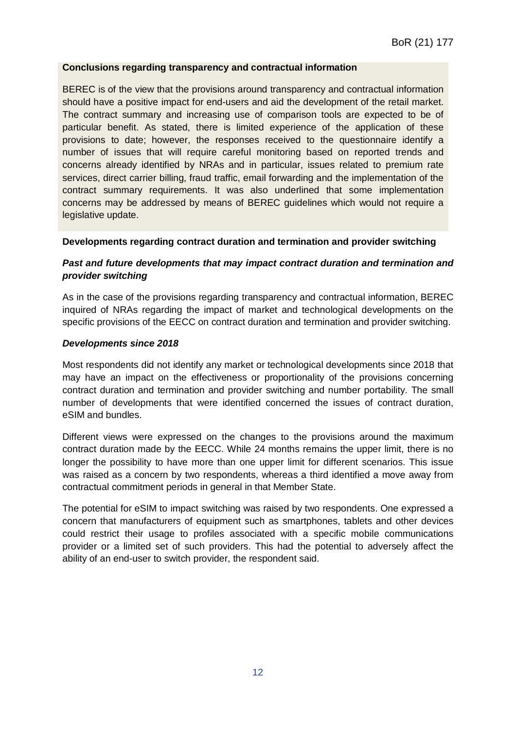**Conclusions regarding transparency and contractual information**

BEREC is of the view that the provisions around transparency and contractual information should have a positive impact for end-users and aid the development of the retail market. The contract summary and increasing use of comparison tools are expected to be of particular benefit. As stated, there is limited experience of the application of these provisions to date; however, the responses received to the questionnaire identify a number of issues that will require careful monitoring based on reported trends and concerns already identified by NRAs and in particular, issues related to premium rate services, direct carrier billing, fraud traffic, email forwarding and the implementation of the contract summary requirements. It was also underlined that some implementation concerns may be addressed by means of BEREC guidelines which would not require a legislative update.

**Developments regarding contract duration and termination and provider switching**

***Past and future developments that may impact contract duration and termination and provider switching***

As in the case of the provisions regarding transparency and contractual information, BEREC inquired of NRAs regarding the impact of market and technological developments on the specific provisions of the EECC on contract duration and termination and provider switching.

***Developments since 2018***

Most respondents did not identify any market or technological developments since 2018 that may have an impact on the effectiveness or proportionality of the provisions concerning contract duration and termination and provider switching and number portability. The small number of developments that were identified concerned the issues of contract duration, eSIM and bundles.

Different views were expressed on the changes to the provisions around the maximum contract duration made by the EECC. While 24 months remains the upper limit, there is no longer the possibility to have more than one upper limit for different scenarios. This issue was raised as a concern by two respondents, whereas a third identified a move away from contractual commitment periods in general in that Member State.

The potential for eSIM to impact switching was raised by two respondents. One expressed a concern that manufacturers of equipment such as smartphones, tablets and other devices could restrict their usage to profiles associated with a specific mobile communications provider or a limited set of such providers. This had the potential to adversely affect the ability of an end-user to switch provider, the respondent said.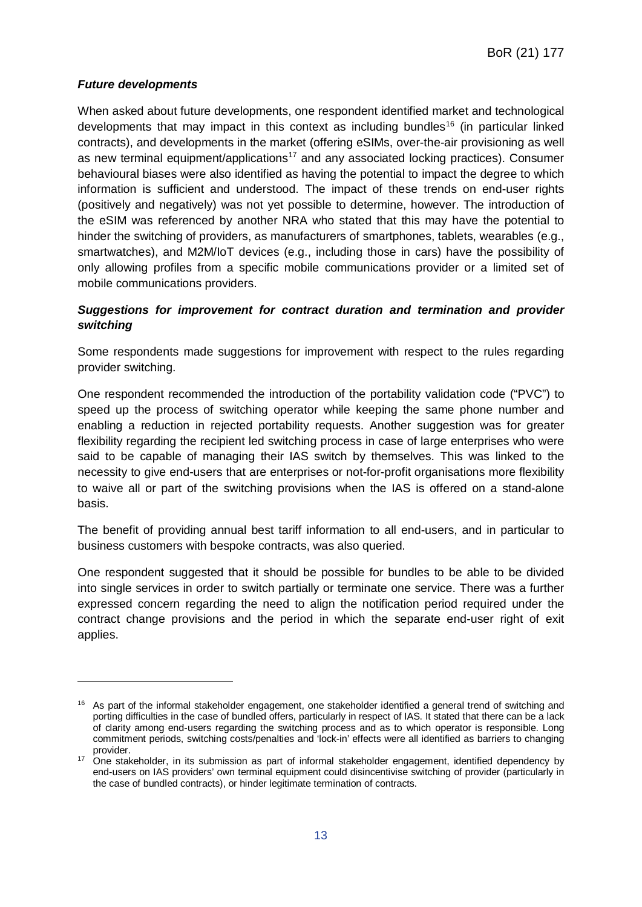***Future developments***

When asked about future developments, one respondent identified market and technological developments that may impact in this context as including bundles[16] (in particular linked contracts), and developments in the market (offering eSIMs, over-the-air provisioning as well as new terminal equipment/applications[17] and any associated locking practices). Consumer behavioural biases were also identified as having the potential to impact the degree to which information is sufficient and understood. The impact of these trends on end-user rights (positively and negatively) was not yet possible to determine, however. The introduction of the eSIM was referenced by another NRA who stated that this may have the potential to hinder the switching of providers, as manufacturers of smartphones, tablets, wearables (e.g., smartwatches), and M2M/IoT devices (e.g., including those in cars) have the possibility of only allowing profiles from a specific mobile communications provider or a limited set of mobile communications providers.

***Suggestions for improvement for contract duration and termination and provider switching***

Some respondents made suggestions for improvement with respect to the rules regarding provider switching.

One respondent recommended the introduction of the portability validation code ("PVC") to speed up the process of switching operator while keeping the same phone number and enabling a reduction in rejected portability requests. Another suggestion was for greater flexibility regarding the recipient led switching process in case of large enterprises who were said to be capable of managing their IAS switch by themselves. This was linked to the necessity to give end-users that are enterprises or not-for-profit organisations more flexibility to waive all or part of the switching provisions when the IAS is offered on a stand-alone basis.

The benefit of providing annual best tariff information to all end-users, and in particular to business customers with bespoke contracts, was also queried.

One respondent suggested that it should be possible for bundles to be able to be divided into single services in order to switch partially or terminate one service. There was a further expressed concern regarding the need to align the notification period required under the contract change provisions and the period in which the separate end-user right of exit applies.

---

[16] As part of the informal stakeholder engagement, one stakeholder identified a general trend of switching and porting difficulties in the case of bundled offers, particularly in respect of IAS. It stated that there can be a lack of clarity among end-users regarding the switching process and as to which operator is responsible. Long commitment periods, switching costs/penalties and 'lock-in' effects were all identified as barriers to changing provider.

[17] One stakeholder, in its submission as part of informal stakeholder engagement, identified dependency by end-users on IAS providers' own terminal equipment could disincentivise switching of provider (particularly in the case of bundled contracts), or hinder legitimate termination of contracts.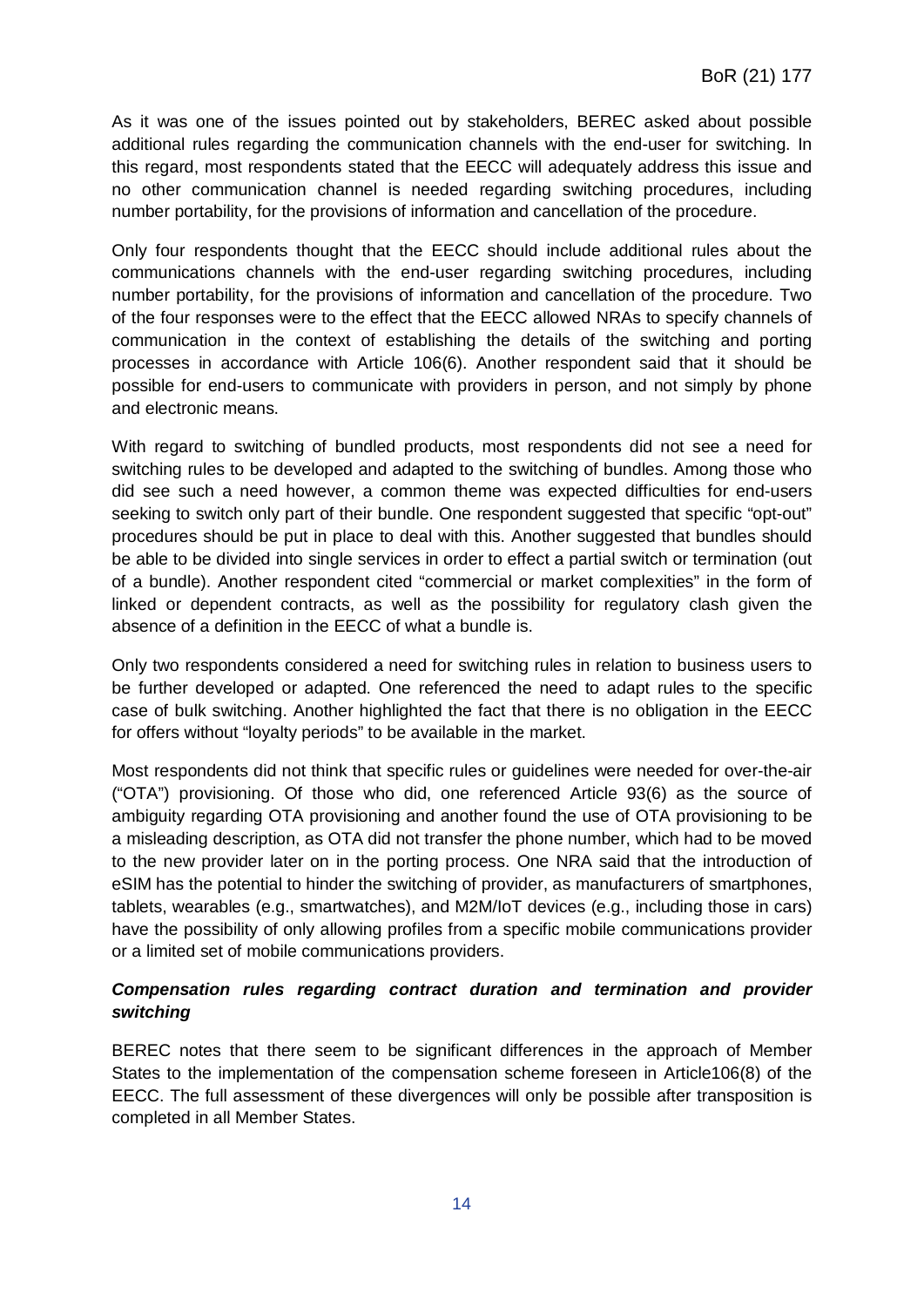As it was one of the issues pointed out by stakeholders, BEREC asked about possible additional rules regarding the communication channels with the end-user for switching. In this regard, most respondents stated that the EECC will adequately address this issue and no other communication channel is needed regarding switching procedures, including number portability, for the provisions of information and cancellation of the procedure.

Only four respondents thought that the EECC should include additional rules about the communications channels with the end-user regarding switching procedures, including number portability, for the provisions of information and cancellation of the procedure. Two of the four responses were to the effect that the EECC allowed NRAs to specify channels of communication in the context of establishing the details of the switching and porting processes in accordance with Article 106(6). Another respondent said that it should be possible for end-users to communicate with providers in person, and not simply by phone and electronic means.

With regard to switching of bundled products, most respondents did not see a need for switching rules to be developed and adapted to the switching of bundles. Among those who did see such a need however, a common theme was expected difficulties for end-users seeking to switch only part of their bundle. One respondent suggested that specific "opt-out" procedures should be put in place to deal with this. Another suggested that bundles should be able to be divided into single services in order to effect a partial switch or termination (out of a bundle). Another respondent cited "commercial or market complexities" in the form of linked or dependent contracts, as well as the possibility for regulatory clash given the absence of a definition in the EECC of what a bundle is.

Only two respondents considered a need for switching rules in relation to business users to be further developed or adapted. One referenced the need to adapt rules to the specific case of bulk switching. Another highlighted the fact that there is no obligation in the EECC for offers without "loyalty periods" to be available in the market.

Most respondents did not think that specific rules or guidelines were needed for over-the-air ("OTA") provisioning. Of those who did, one referenced Article 93(6) as the source of ambiguity regarding OTA provisioning and another found the use of OTA provisioning to be a misleading description, as OTA did not transfer the phone number, which had to be moved to the new provider later on in the porting process. One NRA said that the introduction of eSIM has the potential to hinder the switching of provider, as manufacturers of smartphones, tablets, wearables (e.g., smartwatches), and M2M/IoT devices (e.g., including those in cars) have the possibility of only allowing profiles from a specific mobile communications provider or a limited set of mobile communications providers.

***Compensation rules regarding contract duration and termination and provider switching***

BEREC notes that there seem to be significant differences in the approach of Member States to the implementation of the compensation scheme foreseen in Article106(8) of the EECC. The full assessment of these divergences will only be possible after transposition is completed in all Member States.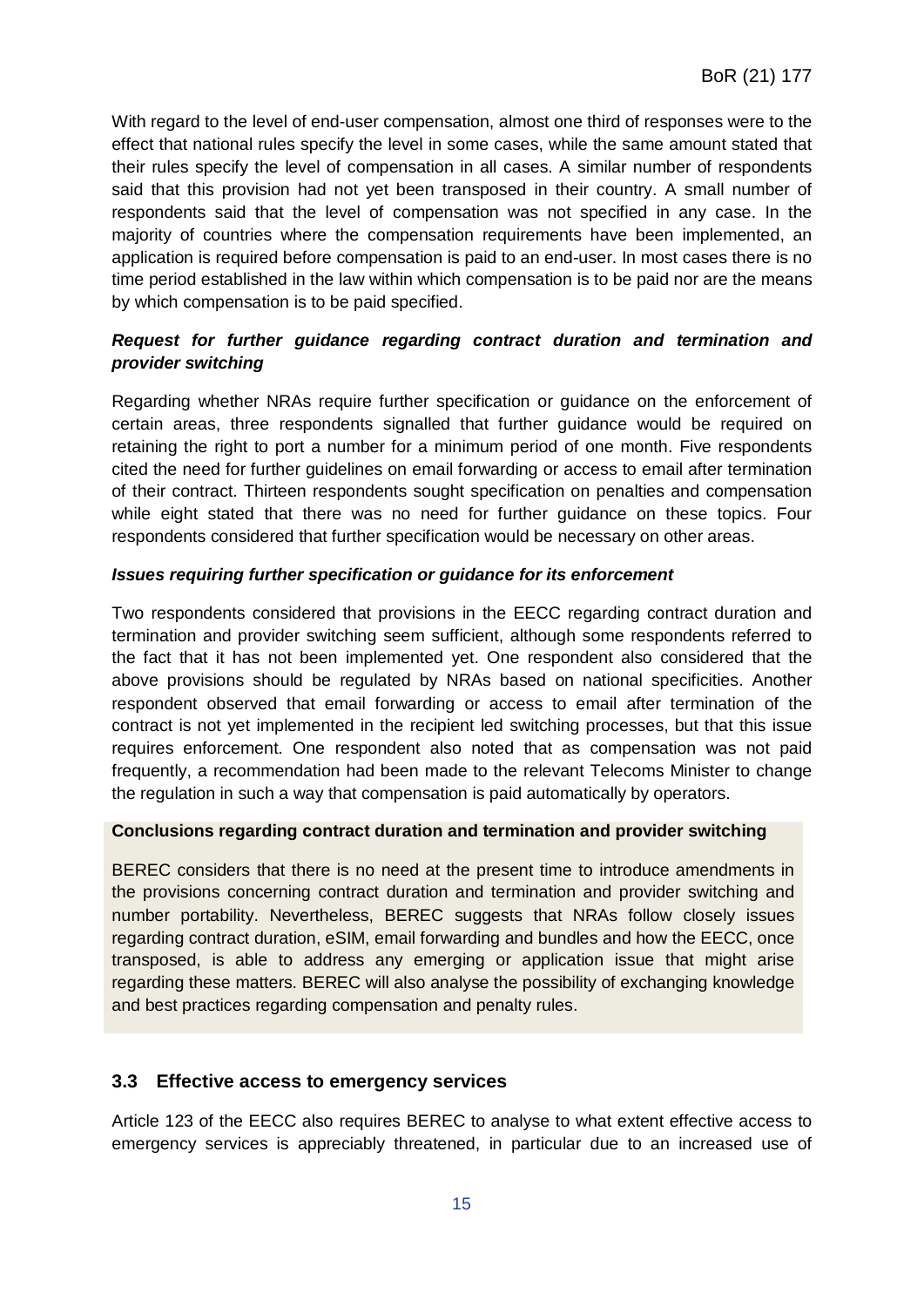With regard to the level of end-user compensation, almost one third of responses were to the effect that national rules specify the level in some cases, while the same amount stated that their rules specify the level of compensation in all cases. A similar number of respondents said that this provision had not yet been transposed in their country. A small number of respondents said that the level of compensation was not specified in any case. In the majority of countries where the compensation requirements have been implemented, an application is required before compensation is paid to an end-user. In most cases there is no time period established in the law within which compensation is to be paid nor are the means by which compensation is to be paid specified.

***Request for further guidance regarding contract duration and termination and provider switching***

Regarding whether NRAs require further specification or guidance on the enforcement of certain areas, three respondents signalled that further guidance would be required on retaining the right to port a number for a minimum period of one month. Five respondents cited the need for further guidelines on email forwarding or access to email after termination of their contract. Thirteen respondents sought specification on penalties and compensation while eight stated that there was no need for further guidance on these topics. Four respondents considered that further specification would be necessary on other areas.

***Issues requiring further specification or guidance for its enforcement***

Two respondents considered that provisions in the EECC regarding contract duration and termination and provider switching seem sufficient, although some respondents referred to the fact that it has not been implemented yet. One respondent also considered that the above provisions should be regulated by NRAs based on national specificities. Another respondent observed that email forwarding or access to email after termination of the contract is not yet implemented in the recipient led switching processes, but that this issue requires enforcement. One respondent also noted that as compensation was not paid frequently, a recommendation had been made to the relevant Telecoms Minister to change the regulation in such a way that compensation is paid automatically by operators.

**Conclusions regarding contract duration and termination and provider switching**

BEREC considers that there is no need at the present time to introduce amendments in the provisions concerning contract duration and termination and provider switching and number portability. Nevertheless, BEREC suggests that NRAs follow closely issues regarding contract duration, eSIM, email forwarding and bundles and how the EECC, once transposed, is able to address any emerging or application issue that might arise regarding these matters. BEREC will also analyse the possibility of exchanging knowledge and best practices regarding compensation and penalty rules.

### 3.3 Effective access to emergency services

Article 123 of the EECC also requires BEREC to analyse to what extent effective access to emergency services is appreciably threatened, in particular due to an increased use of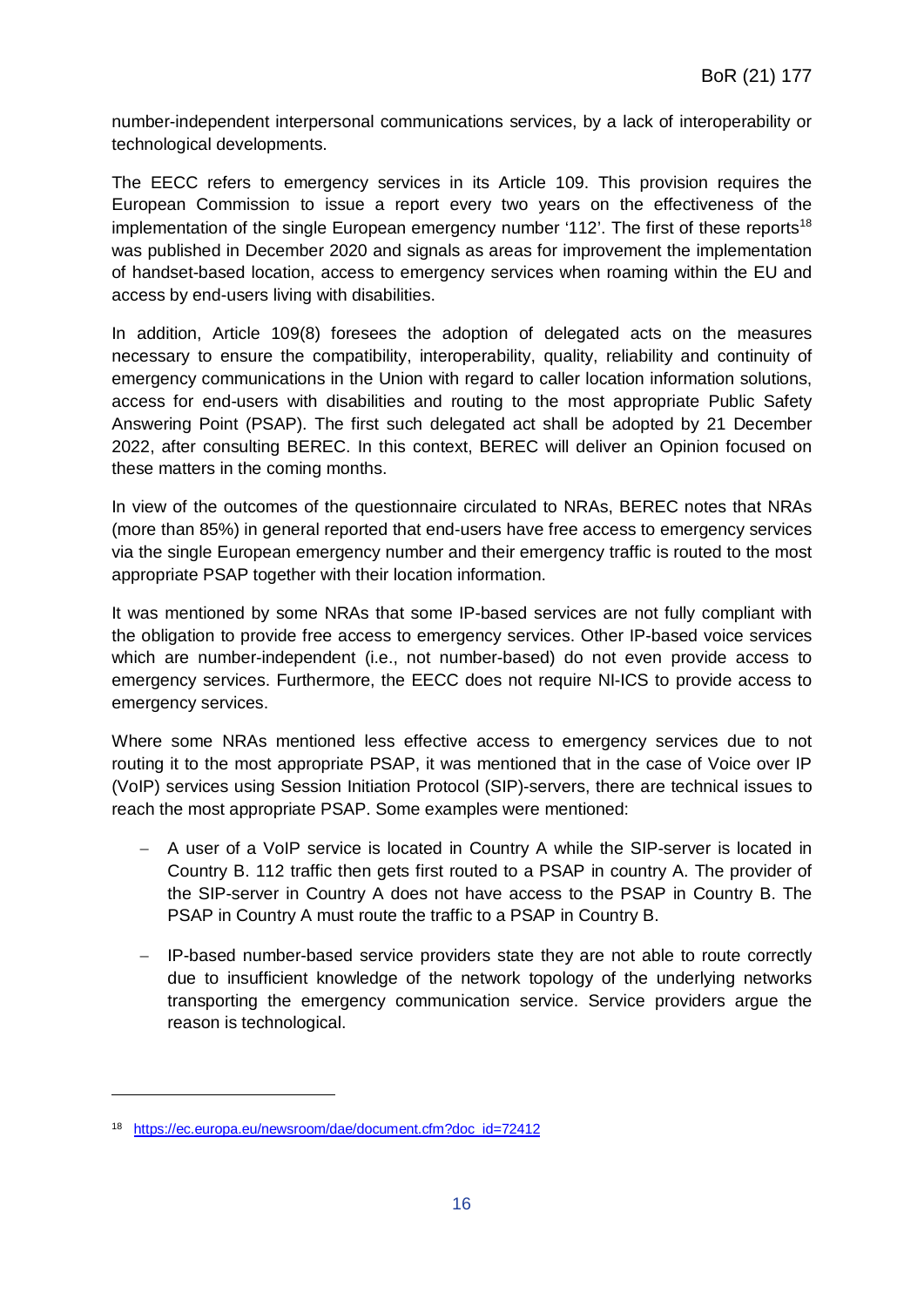number-independent interpersonal communications services, by a lack of interoperability or technological developments.

The EECC refers to emergency services in its Article 109. This provision requires the European Commission to issue a report every two years on the effectiveness of the implementation of the single European emergency number '112'. The first of these reports[18] was published in December 2020 and signals as areas for improvement the implementation of handset-based location, access to emergency services when roaming within the EU and access by end-users living with disabilities.

In addition, Article 109(8) foresees the adoption of delegated acts on the measures necessary to ensure the compatibility, interoperability, quality, reliability and continuity of emergency communications in the Union with regard to caller location information solutions, access for end-users with disabilities and routing to the most appropriate Public Safety Answering Point (PSAP). The first such delegated act shall be adopted by 21 December 2022, after consulting BEREC. In this context, BEREC will deliver an Opinion focused on these matters in the coming months.

In view of the outcomes of the questionnaire circulated to NRAs, BEREC notes that NRAs (more than 85%) in general reported that end-users have free access to emergency services via the single European emergency number and their emergency traffic is routed to the most appropriate PSAP together with their location information.

It was mentioned by some NRAs that some IP-based services are not fully compliant with the obligation to provide free access to emergency services. Other IP-based voice services which are number-independent (i.e., not number-based) do not even provide access to emergency services. Furthermore, the EECC does not require NI-ICS to provide access to emergency services.

Where some NRAs mentioned less effective access to emergency services due to not routing it to the most appropriate PSAP, it was mentioned that in the case of Voice over IP (VoIP) services using Session Initiation Protocol (SIP)-servers, there are technical issues to reach the most appropriate PSAP. Some examples were mentioned:

- A user of a VoIP service is located in Country A while the SIP-server is located in Country B. 112 traffic then gets first routed to a PSAP in country A. The provider of the SIP-server in Country A does not have access to the PSAP in Country B. The PSAP in Country A must route the traffic to a PSAP in Country B.
- IP-based number-based service providers state they are not able to route correctly due to insufficient knowledge of the network topology of the underlying networks transporting the emergency communication service. Service providers argue the reason is technological.

[18] https://ec.europa.eu/newsroom/dae/document.cfm?doc_id=72412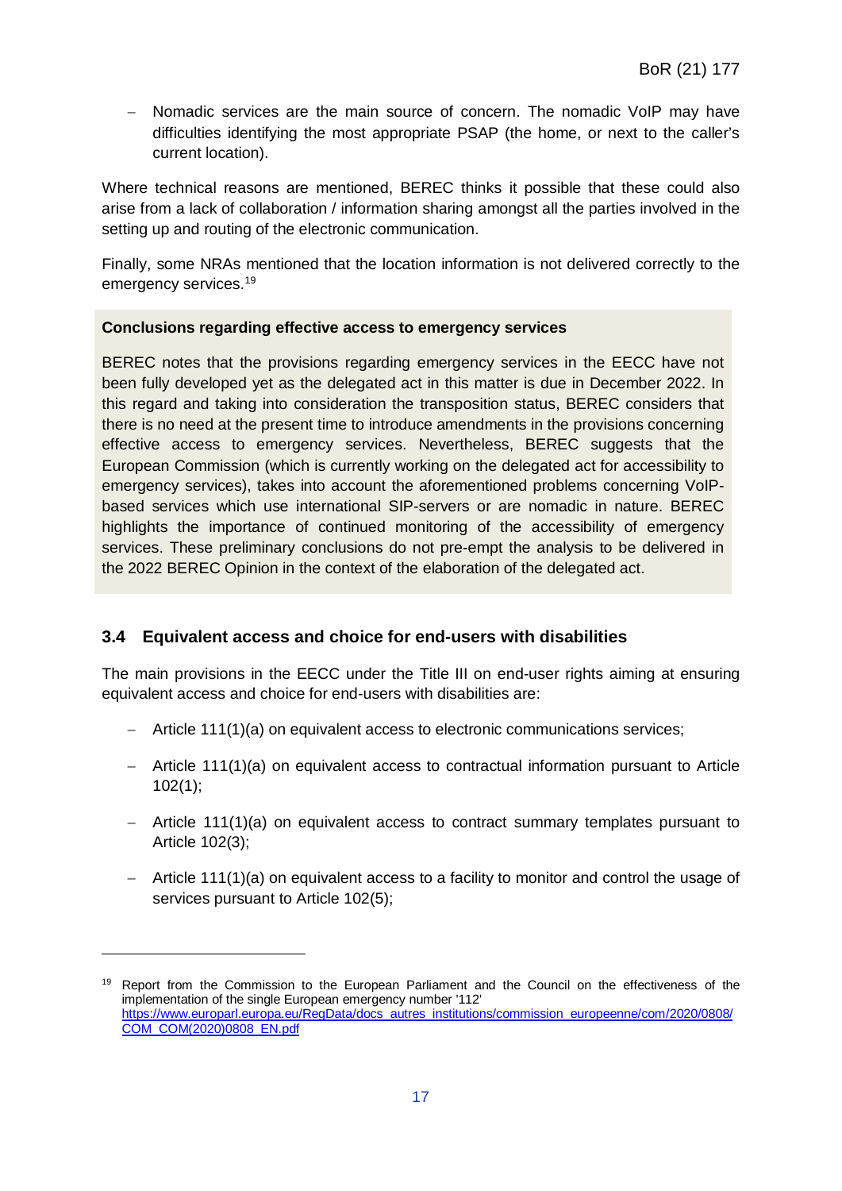- Nomadic services are the main source of concern. The nomadic VoIP may have difficulties identifying the most appropriate PSAP (the home, or next to the caller's current location).

Where technical reasons are mentioned, BEREC thinks it possible that these could also arise from a lack of collaboration / information sharing amongst all the parties involved in the setting up and routing of the electronic communication.

Finally, some NRAs mentioned that the location information is not delivered correctly to the emergency services.[19]

**Conclusions regarding effective access to emergency services**

BEREC notes that the provisions regarding emergency services in the EECC have not been fully developed yet as the delegated act in this matter is due in December 2022. In this regard and taking into consideration the transposition status, BEREC considers that there is no need at the present time to introduce amendments in the provisions concerning effective access to emergency services. Nevertheless, BEREC suggests that the European Commission (which is currently working on the delegated act for accessibility to emergency services), takes into account the aforementioned problems concerning VoIP-based services which use international SIP-servers or are nomadic in nature. BEREC highlights the importance of continued monitoring of the accessibility of emergency services. These preliminary conclusions do not pre-empt the analysis to be delivered in the 2022 BEREC Opinion in the context of the elaboration of the delegated act.

### 3.4 Equivalent access and choice for end-users with disabilities

The main provisions in the EECC under the Title III on end-user rights aiming at ensuring equivalent access and choice for end-users with disabilities are:

- Article 111(1)(a) on equivalent access to electronic communications services;
- Article 111(1)(a) on equivalent access to contractual information pursuant to Article 102(1);
- Article 111(1)(a) on equivalent access to contract summary templates pursuant to Article 102(3);
- Article 111(1)(a) on equivalent access to a facility to monitor and control the usage of services pursuant to Article 102(5);

[19] Report from the Commission to the European Parliament and the Council on the effectiveness of the implementation of the single European emergency number '112' https://www.europarl.europa.eu/RegData/docs_autres_institutions/commission_europeenne/com/2020/0808/COM_COM(2020)0808_EN.pdf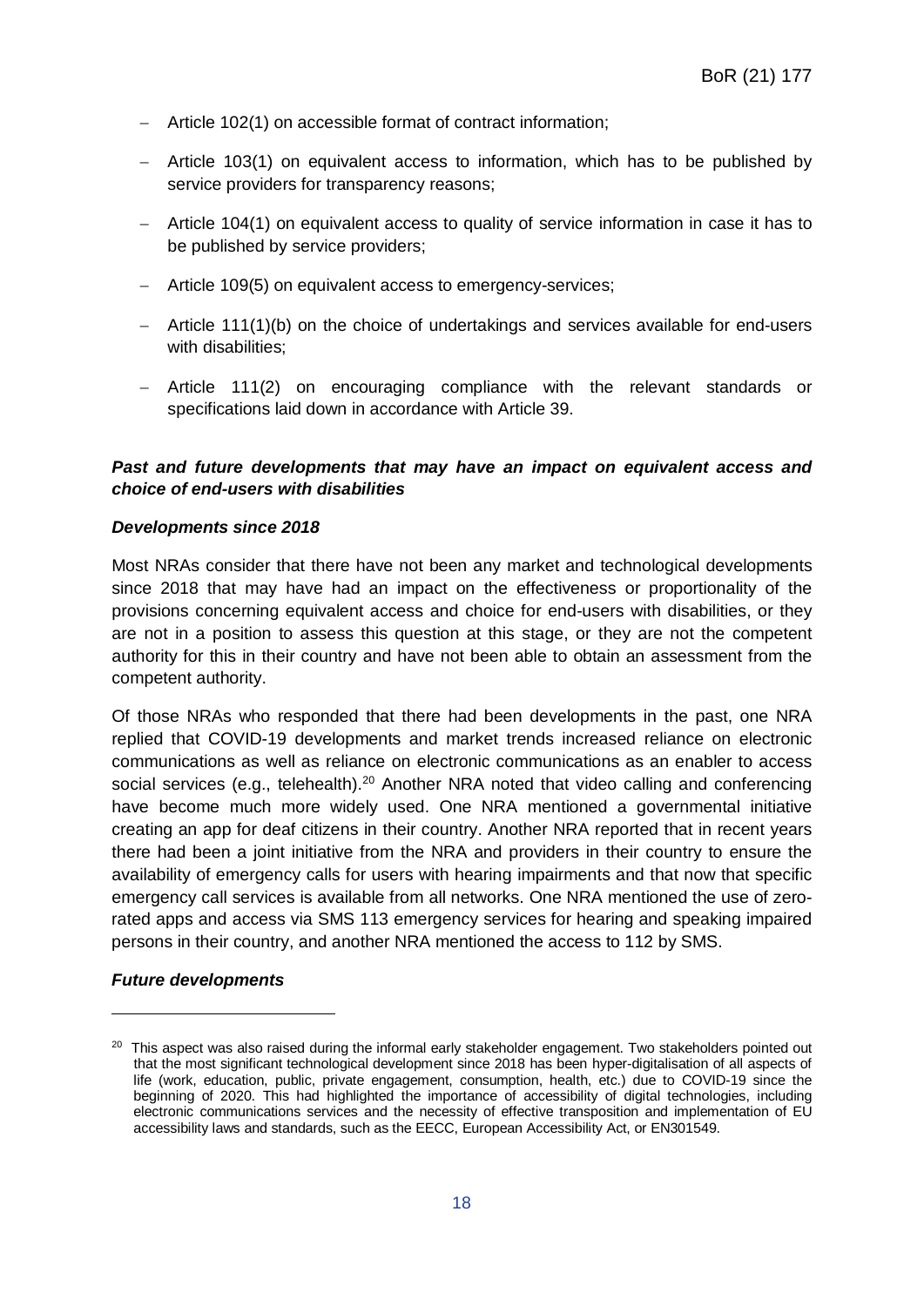- Article 102(1) on accessible format of contract information;
- Article 103(1) on equivalent access to information, which has to be published by service providers for transparency reasons;
- Article 104(1) on equivalent access to quality of service information in case it has to be published by service providers;
- Article 109(5) on equivalent access to emergency-services;
- Article 111(1)(b) on the choice of undertakings and services available for end-users with disabilities;
- Article 111(2) on encouraging compliance with the relevant standards or specifications laid down in accordance with Article 39.

***Past and future developments that may have an impact on equivalent access and choice of end-users with disabilities***

***Developments since 2018***

Most NRAs consider that there have not been any market and technological developments since 2018 that may have had an impact on the effectiveness or proportionality of the provisions concerning equivalent access and choice for end-users with disabilities, or they are not in a position to assess this question at this stage, or they are not the competent authority for this in their country and have not been able to obtain an assessment from the competent authority.

Of those NRAs who responded that there had been developments in the past, one NRA replied that COVID-19 developments and market trends increased reliance on electronic communications as well as reliance on electronic communications as an enabler to access social services (e.g., telehealth).[20] Another NRA noted that video calling and conferencing have become much more widely used. One NRA mentioned a governmental initiative creating an app for deaf citizens in their country. Another NRA reported that in recent years there had been a joint initiative from the NRA and providers in their country to ensure the availability of emergency calls for users with hearing impairments and that now that specific emergency call services is available from all networks. One NRA mentioned the use of zero-rated apps and access via SMS 113 emergency services for hearing and speaking impaired persons in their country, and another NRA mentioned the access to 112 by SMS.

***Future developments***

[20] This aspect was also raised during the informal early stakeholder engagement. Two stakeholders pointed out that the most significant technological development since 2018 has been hyper-digitalisation of all aspects of life (work, education, public, private engagement, consumption, health, etc.) due to COVID-19 since the beginning of 2020. This had highlighted the importance of accessibility of digital technologies, including electronic communications services and the necessity of effective transposition and implementation of EU accessibility laws and standards, such as the EECC, European Accessibility Act, or EN301549.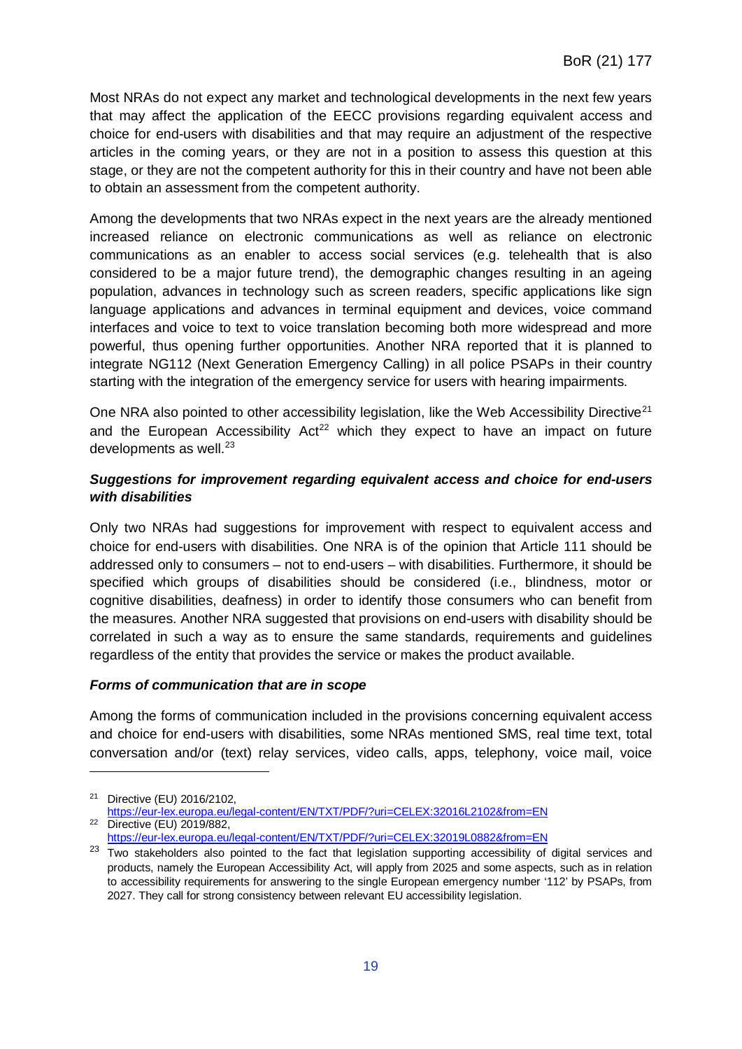Most NRAs do not expect any market and technological developments in the next few years that may affect the application of the EECC provisions regarding equivalent access and choice for end-users with disabilities and that may require an adjustment of the respective articles in the coming years, or they are not in a position to assess this question at this stage, or they are not the competent authority for this in their country and have not been able to obtain an assessment from the competent authority.

Among the developments that two NRAs expect in the next years are the already mentioned increased reliance on electronic communications as well as reliance on electronic communications as an enabler to access social services (e.g. telehealth that is also considered to be a major future trend), the demographic changes resulting in an ageing population, advances in technology such as screen readers, specific applications like sign language applications and advances in terminal equipment and devices, voice command interfaces and voice to text to voice translation becoming both more widespread and more powerful, thus opening further opportunities. Another NRA reported that it is planned to integrate NG112 (Next Generation Emergency Calling) in all police PSAPs in their country starting with the integration of the emergency service for users with hearing impairments.

One NRA also pointed to other accessibility legislation, like the Web Accessibility Directive[21] and the European Accessibility Act[22] which they expect to have an impact on future developments as well.[23]

***Suggestions for improvement regarding equivalent access and choice for end-users with disabilities***

Only two NRAs had suggestions for improvement with respect to equivalent access and choice for end-users with disabilities. One NRA is of the opinion that Article 111 should be addressed only to consumers – not to end-users – with disabilities. Furthermore, it should be specified which groups of disabilities should be considered (i.e., blindness, motor or cognitive disabilities, deafness) in order to identify those consumers who can benefit from the measures. Another NRA suggested that provisions on end-users with disability should be correlated in such a way as to ensure the same standards, requirements and guidelines regardless of the entity that provides the service or makes the product available.

***Forms of communication that are in scope***

Among the forms of communication included in the provisions concerning equivalent access and choice for end-users with disabilities, some NRAs mentioned SMS, real time text, total conversation and/or (text) relay services, video calls, apps, telephony, voice mail, voice

---

[21] Directive (EU) 2016/2102, https://eur-lex.europa.eu/legal-content/EN/TXT/PDF/?uri=CELEX:32016L2102&from=EN

[22] Directive (EU) 2019/882, https://eur-lex.europa.eu/legal-content/EN/TXT/PDF/?uri=CELEX:32019L0882&from=EN

[23] Two stakeholders also pointed to the fact that legislation supporting accessibility of digital services and products, namely the European Accessibility Act, will apply from 2025 and some aspects, such as in relation to accessibility requirements for answering to the single European emergency number '112' by PSAPs, from 2027. They call for strong consistency between relevant EU accessibility legislation.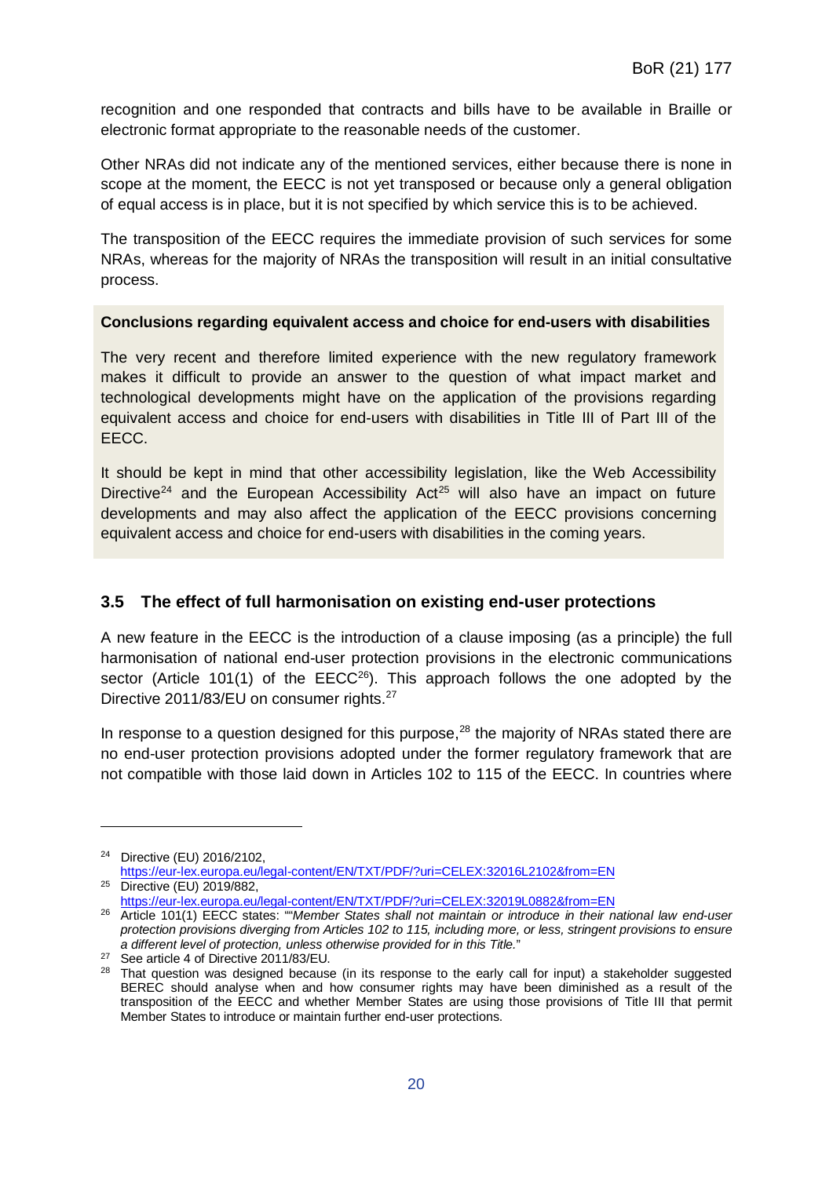recognition and one responded that contracts and bills have to be available in Braille or electronic format appropriate to the reasonable needs of the customer.

Other NRAs did not indicate any of the mentioned services, either because there is none in scope at the moment, the EECC is not yet transposed or because only a general obligation of equal access is in place, but it is not specified by which service this is to be achieved.

The transposition of the EECC requires the immediate provision of such services for some NRAs, whereas for the majority of NRAs the transposition will result in an initial consultative process.

**Conclusions regarding equivalent access and choice for end-users with disabilities**

The very recent and therefore limited experience with the new regulatory framework makes it difficult to provide an answer to the question of what impact market and technological developments might have on the application of the provisions regarding equivalent access and choice for end-users with disabilities in Title III of Part III of the EECC.

It should be kept in mind that other accessibility legislation, like the Web Accessibility Directive[24] and the European Accessibility Act[25] will also have an impact on future developments and may also affect the application of the EECC provisions concerning equivalent access and choice for end-users with disabilities in the coming years.

### 3.5 The effect of full harmonisation on existing end-user protections

A new feature in the EECC is the introduction of a clause imposing (as a principle) the full harmonisation of national end-user protection provisions in the electronic communications sector (Article 101(1) of the EECC[26]). This approach follows the one adopted by the Directive 2011/83/EU on consumer rights.[27]

In response to a question designed for this purpose,[28] the majority of NRAs stated there are no end-user protection provisions adopted under the former regulatory framework that are not compatible with those laid down in Articles 102 to 115 of the EECC. In countries where

---

[24] Directive (EU) 2016/2102, https://eur-lex.europa.eu/legal-content/EN/TXT/PDF/?uri=CELEX:32016L2102&from=EN

[25] Directive (EU) 2019/882, https://eur-lex.europa.eu/legal-content/EN/TXT/PDF/?uri=CELEX:32019L0882&from=EN

[26] Article 101(1) EECC states: ""*Member States shall not maintain or introduce in their national law end-user protection provisions diverging from Articles 102 to 115, including more, or less, stringent provisions to ensure a different level of protection, unless otherwise provided for in this Title.*"

[27] See article 4 of Directive 2011/83/EU.

[28] That question was designed because (in its response to the early call for input) a stakeholder suggested BEREC should analyse when and how consumer rights may have been diminished as a result of the transposition of the EECC and whether Member States are using those provisions of Title III that permit Member States to introduce or maintain further end-user protections.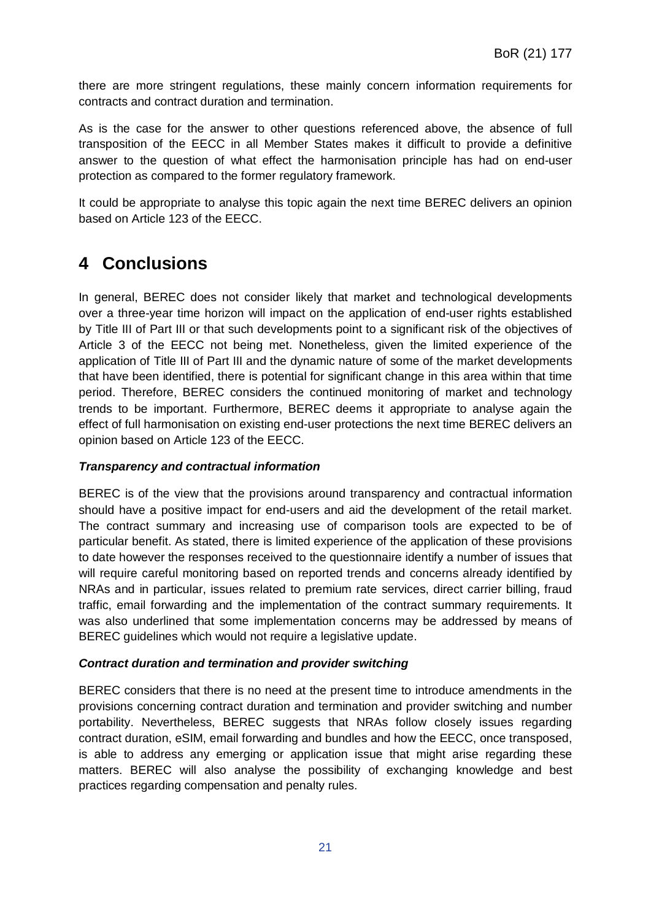there are more stringent regulations, these mainly concern information requirements for contracts and contract duration and termination.

As is the case for the answer to other questions referenced above, the absence of full transposition of the EECC in all Member States makes it difficult to provide a definitive answer to the question of what effect the harmonisation principle has had on end-user protection as compared to the former regulatory framework.

It could be appropriate to analyse this topic again the next time BEREC delivers an opinion based on Article 123 of the EECC.

# 4 Conclusions

In general, BEREC does not consider likely that market and technological developments over a three-year time horizon will impact on the application of end-user rights established by Title III of Part III or that such developments point to a significant risk of the objectives of Article 3 of the EECC not being met. Nonetheless, given the limited experience of the application of Title III of Part III and the dynamic nature of some of the market developments that have been identified, there is potential for significant change in this area within that time period. Therefore, BEREC considers the continued monitoring of market and technology trends to be important. Furthermore, BEREC deems it appropriate to analyse again the effect of full harmonisation on existing end-user protections the next time BEREC delivers an opinion based on Article 123 of the EECC.

***Transparency and contractual information***

BEREC is of the view that the provisions around transparency and contractual information should have a positive impact for end-users and aid the development of the retail market. The contract summary and increasing use of comparison tools are expected to be of particular benefit. As stated, there is limited experience of the application of these provisions to date however the responses received to the questionnaire identify a number of issues that will require careful monitoring based on reported trends and concerns already identified by NRAs and in particular, issues related to premium rate services, direct carrier billing, fraud traffic, email forwarding and the implementation of the contract summary requirements. It was also underlined that some implementation concerns may be addressed by means of BEREC guidelines which would not require a legislative update.

***Contract duration and termination and provider switching***

BEREC considers that there is no need at the present time to introduce amendments in the provisions concerning contract duration and termination and provider switching and number portability. Nevertheless, BEREC suggests that NRAs follow closely issues regarding contract duration, eSIM, email forwarding and bundles and how the EECC, once transposed, is able to address any emerging or application issue that might arise regarding these matters. BEREC will also analyse the possibility of exchanging knowledge and best practices regarding compensation and penalty rules.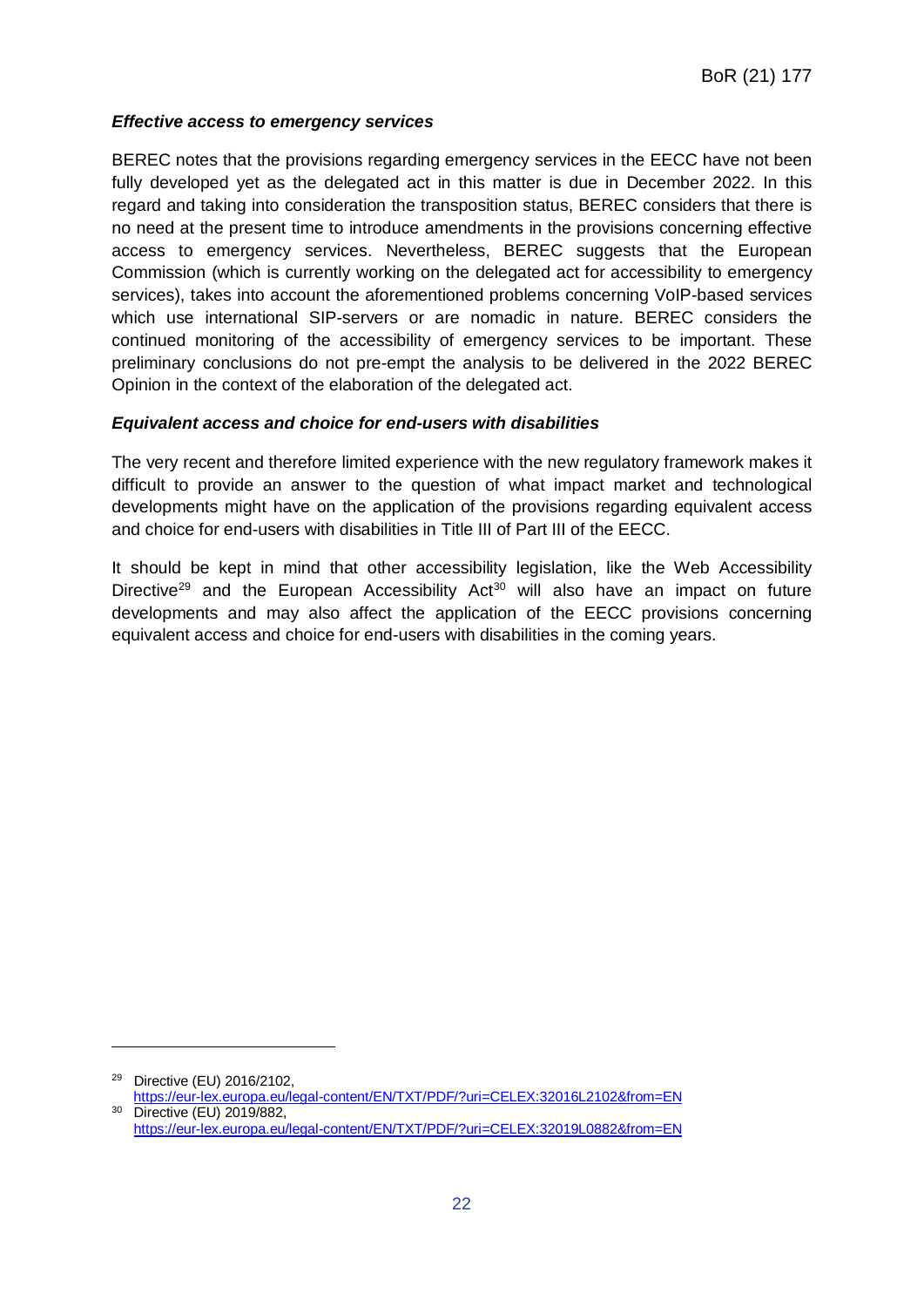***Effective access to emergency services***

BEREC notes that the provisions regarding emergency services in the EECC have not been fully developed yet as the delegated act in this matter is due in December 2022. In this regard and taking into consideration the transposition status, BEREC considers that there is no need at the present time to introduce amendments in the provisions concerning effective access to emergency services. Nevertheless, BEREC suggests that the European Commission (which is currently working on the delegated act for accessibility to emergency services), takes into account the aforementioned problems concerning VoIP-based services which use international SIP-servers or are nomadic in nature. BEREC considers the continued monitoring of the accessibility of emergency services to be important. These preliminary conclusions do not pre-empt the analysis to be delivered in the 2022 BEREC Opinion in the context of the elaboration of the delegated act.

***Equivalent access and choice for end-users with disabilities***

The very recent and therefore limited experience with the new regulatory framework makes it difficult to provide an answer to the question of what impact market and technological developments might have on the application of the provisions regarding equivalent access and choice for end-users with disabilities in Title III of Part III of the EECC.

It should be kept in mind that other accessibility legislation, like the Web Accessibility Directive[29] and the European Accessibility Act[30] will also have an impact on future developments and may also affect the application of the EECC provisions concerning equivalent access and choice for end-users with disabilities in the coming years.

---

[29] Directive (EU) 2016/2102, https://eur-lex.europa.eu/legal-content/EN/TXT/PDF/?uri=CELEX:32016L2102&from=EN

[30] Directive (EU) 2019/882, https://eur-lex.europa.eu/legal-content/EN/TXT/PDF/?uri=CELEX:32019L0882&from=EN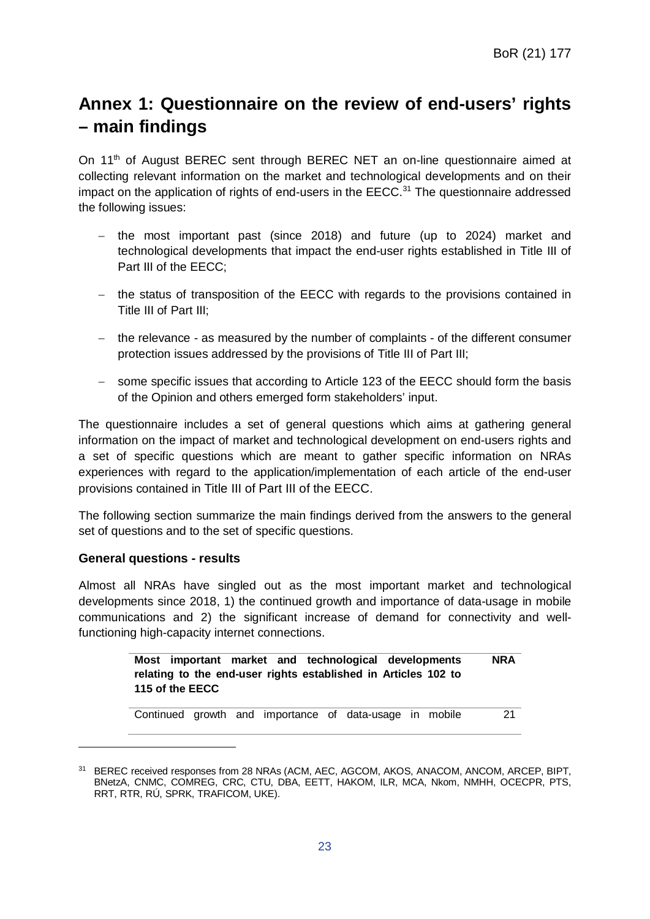# Annex 1: Questionnaire on the review of end-users' rights – main findings

On 11th of August BEREC sent through BEREC NET an on-line questionnaire aimed at collecting relevant information on the market and technological developments and on their impact on the application of rights of end-users in the EECC.[31] The questionnaire addressed the following issues:

- the most important past (since 2018) and future (up to 2024) market and technological developments that impact the end-user rights established in Title III of Part III of the EECC;
- the status of transposition of the EECC with regards to the provisions contained in Title III of Part III;
- the relevance - as measured by the number of complaints - of the different consumer protection issues addressed by the provisions of Title III of Part III;
- some specific issues that according to Article 123 of the EECC should form the basis of the Opinion and others emerged form stakeholders' input.

The questionnaire includes a set of general questions which aims at gathering general information on the impact of market and technological development on end-users rights and a set of specific questions which are meant to gather specific information on NRAs experiences with regard to the application/implementation of each article of the end-user provisions contained in Title III of Part III of the EECC.

The following section summarize the main findings derived from the answers to the general set of questions and to the set of specific questions.

**General questions - results**

Almost all NRAs have singled out as the most important market and technological developments since 2018, 1) the continued growth and importance of data-usage in mobile communications and 2) the significant increase of demand for connectivity and well-functioning high-capacity internet connections.

| Most important market and technological developments relating to the end-user rights established in Articles 102 to 115 of the EECC | NRA |
|---|---|
| Continued growth and importance of data-usage in mobile | 21 |

[31] BEREC received responses from 28 NRAs (ACM, AEC, AGCOM, AKOS, ANACOM, ANCOM, ARCEP, BIPT, BNetzA, CNMC, COMREG, CRC, CTU, DBA, EETT, HAKOM, ILR, MCA, Nkom, NMHH, OCECPR, PTS, RRT, RTR, RÚ, SPRK, TRAFICOM, UKE).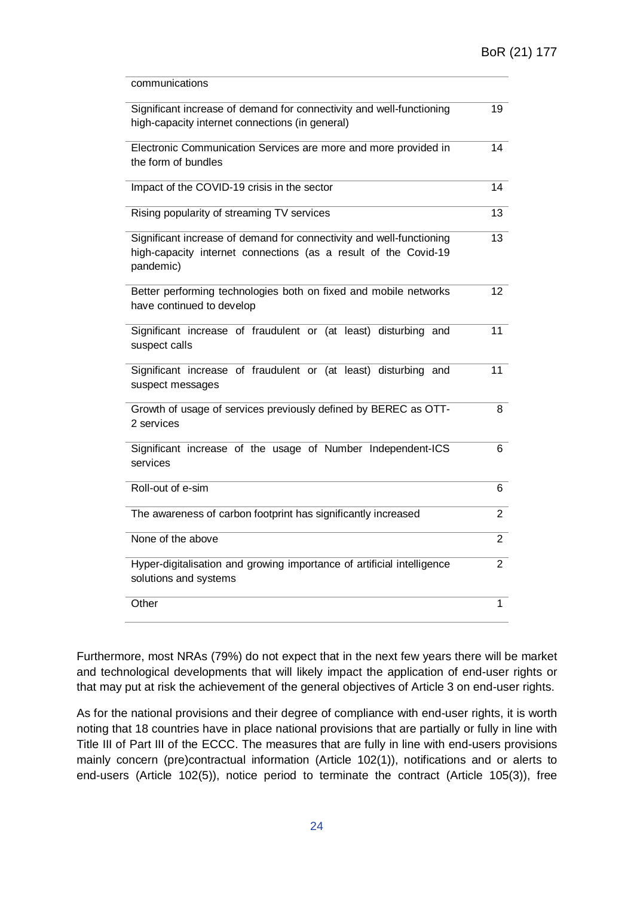| communications | |
|---|---|
| Significant increase of demand for connectivity and well-functioning high-capacity internet connections (in general) | 19 |
| Electronic Communication Services are more and more provided in the form of bundles | 14 |
| Impact of the COVID-19 crisis in the sector | 14 |
| Rising popularity of streaming TV services | 13 |
| Significant increase of demand for connectivity and well-functioning high-capacity internet connections (as a result of the Covid-19 pandemic) | 13 |
| Better performing technologies both on fixed and mobile networks have continued to develop | 12 |
| Significant increase of fraudulent or (at least) disturbing and suspect calls | 11 |
| Significant increase of fraudulent or (at least) disturbing and suspect messages | 11 |
| Growth of usage of services previously defined by BEREC as OTT-2 services | 8 |
| Significant increase of the usage of Number Independent-ICS services | 6 |
| Roll-out of e-sim | 6 |
| The awareness of carbon footprint has significantly increased | 2 |
| None of the above | 2 |
| Hyper-digitalisation and growing importance of artificial intelligence solutions and systems | 2 |
| Other | 1 |

Furthermore, most NRAs (79%) do not expect that in the next few years there will be market and technological developments that will likely impact the application of end-user rights or that may put at risk the achievement of the general objectives of Article 3 on end-user rights.

As for the national provisions and their degree of compliance with end-user rights, it is worth noting that 18 countries have in place national provisions that are partially or fully in line with Title III of Part III of the ECCC. The measures that are fully in line with end-users provisions mainly concern (pre)contractual information (Article 102(1)), notifications and or alerts to end-users (Article 102(5)), notice period to terminate the contract (Article 105(3)), free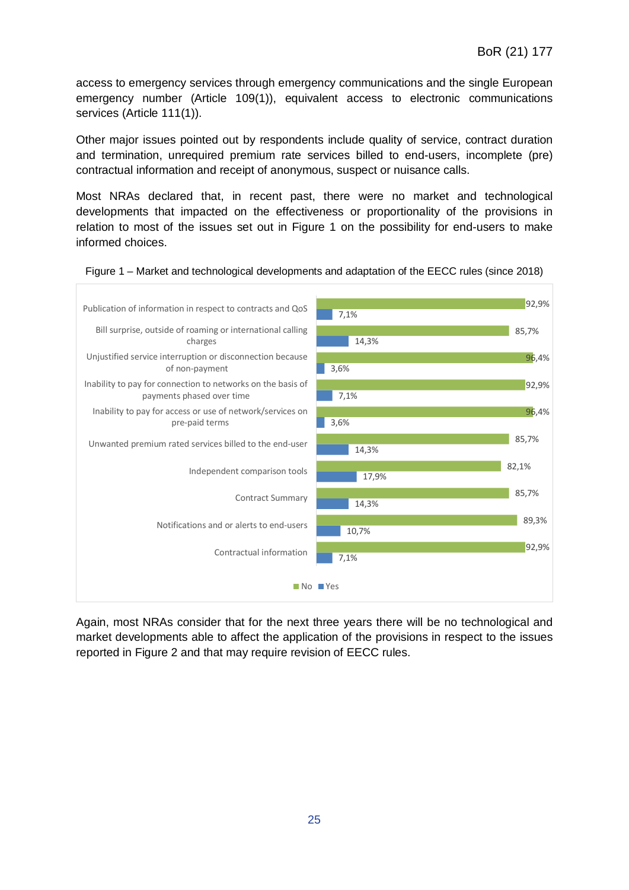access to emergency services through emergency communications and the single European emergency number (Article 109(1)), equivalent access to electronic communications services (Article 111(1)).

Other major issues pointed out by respondents include quality of service, contract duration and termination, unrequired premium rate services billed to end-users, incomplete (pre) contractual information and receipt of anonymous, suspect or nuisance calls.

Most NRAs declared that, in recent past, there were no market and technological developments that impacted on the effectiveness or proportionality of the provisions in relation to most of the issues set out in Figure 1 on the possibility for end-users to make informed choices.

Figure 1 – Market and technological developments and adaptation of the EECC rules (since 2018)

| | No | Yes |
|---|---|---|
| Publication of information in respect to contracts and QoS | 92,9% | 7,1% |
| Bill surprise, outside of roaming or international calling charges | 85,7% | 14,3% |
| Unjustified service interruption or disconnection because of non-payment | 96,4% | 3,6% |
| Inability to pay for connection to networks on the basis of payments phased over time | 92,9% | 7,1% |
| Inability to pay for access or use of network/services on pre-paid terms | 96,4% | 3,6% |
| Unwanted premium rated services billed to the end-user | 85,7% | 14,3% |
| Independent comparison tools | 82,1% | 17,9% |
| Contract Summary | 85,7% | 14,3% |
| Notifications and or alerts to end-users | 89,3% | 10,7% |
| Contractual information | 92,9% | 7,1% |

Again, most NRAs consider that for the next three years there will be no technological and market developments able to affect the application of the provisions in respect to the issues reported in Figure 2 and that may require revision of EECC rules.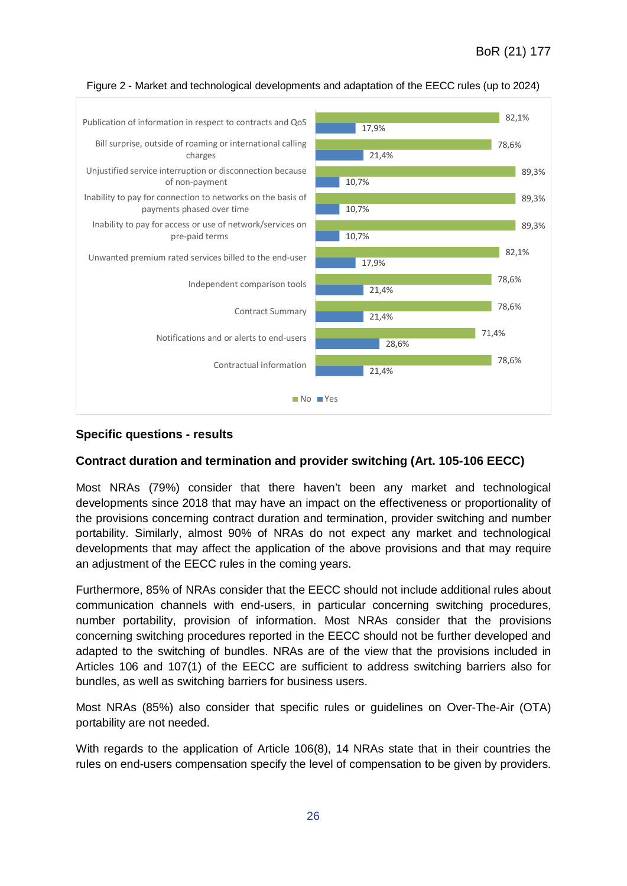Figure 2 - Market and technological developments and adaptation of the EECC rules (up to 2024)

| | No | Yes |
|---|---|---|
| Publication of information in respect to contracts and QoS | 82,1% | 17,9% |
| Bill surprise, outside of roaming or international calling charges | 78,6% | 21,4% |
| Unjustified service interruption or disconnection because of non-payment | 89,3% | 10,7% |
| Inability to pay for connection to networks on the basis of payments phased over time | 89,3% | 10,7% |
| Inability to pay for access or use of network/services on pre-paid terms | 89,3% | 10,7% |
| Unwanted premium rated services billed to the end-user | 82,1% | 17,9% |
| Independent comparison tools | 78,6% | 21,4% |
| Contract Summary | 78,6% | 21,4% |
| Notifications and or alerts to end-users | 71,4% | 28,6% |
| Contractual information | 78,6% | 21,4% |

## Specific questions - results

### Contract duration and termination and provider switching (Art. 105-106 EECC)

Most NRAs (79%) consider that there haven't been any market and technological developments since 2018 that may have an impact on the effectiveness or proportionality of the provisions concerning contract duration and termination, provider switching and number portability. Similarly, almost 90% of NRAs do not expect any market and technological developments that may affect the application of the above provisions and that may require an adjustment of the EECC rules in the coming years.

Furthermore, 85% of NRAs consider that the EECC should not include additional rules about communication channels with end-users, in particular concerning switching procedures, number portability, provision of information. Most NRAs consider that the provisions concerning switching procedures reported in the EECC should not be further developed and adapted to the switching of bundles. NRAs are of the view that the provisions included in Articles 106 and 107(1) of the EECC are sufficient to address switching barriers also for bundles, as well as switching barriers for business users.

Most NRAs (85%) also consider that specific rules or guidelines on Over-The-Air (OTA) portability are not needed.

With regards to the application of Article 106(8), 14 NRAs state that in their countries the rules on end-users compensation specify the level of compensation to be given by providers.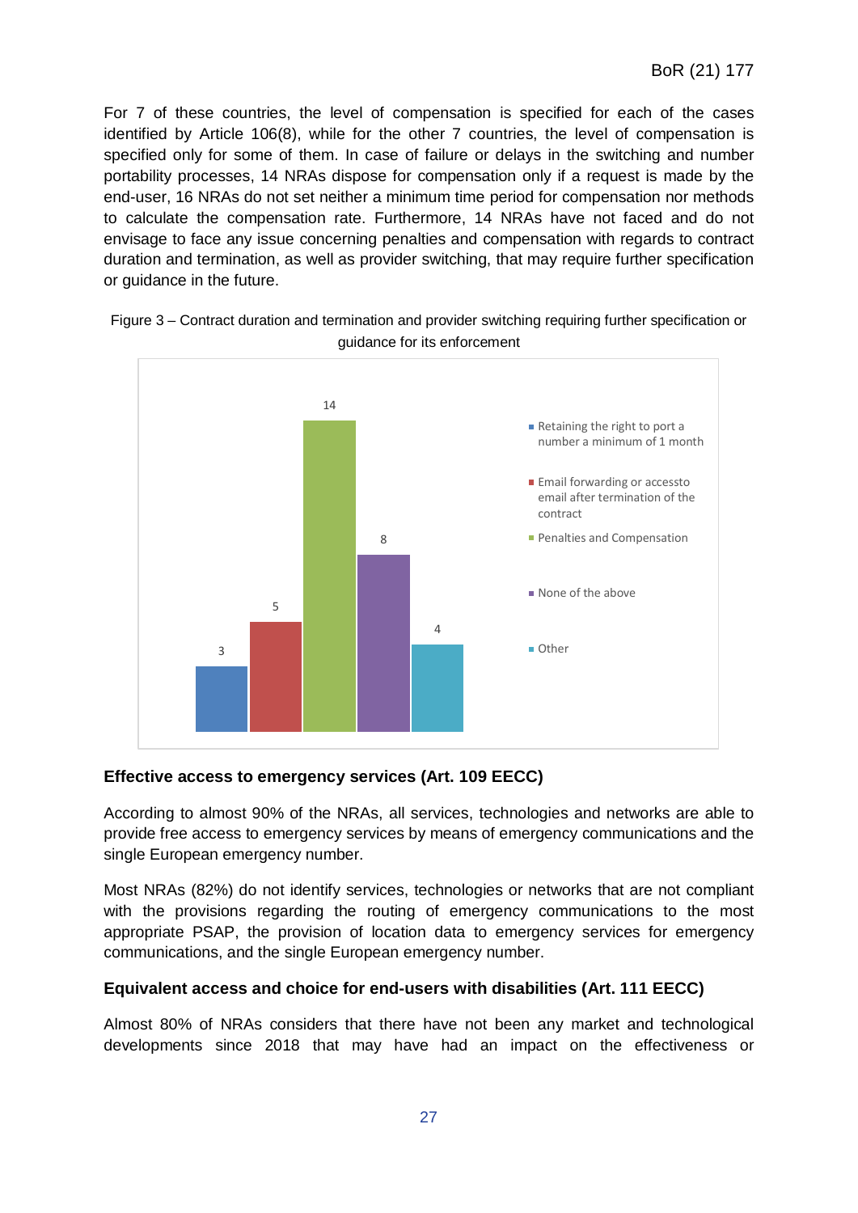For 7 of these countries, the level of compensation is specified for each of the cases identified by Article 106(8), while for the other 7 countries, the level of compensation is specified only for some of them. In case of failure or delays in the switching and number portability processes, 14 NRAs dispose for compensation only if a request is made by the end-user, 16 NRAs do not set neither a minimum time period for compensation nor methods to calculate the compensation rate. Furthermore, 14 NRAs have not faced and do not envisage to face any issue concerning penalties and compensation with regards to contract duration and termination, as well as provider switching, that may require further specification or guidance in the future.

Figure 3 – Contract duration and termination and provider switching requiring further specification or guidance for its enforcement

| Category | Value |
| --- | --- |
| Retaining the right to port a number a minimum of 1 month | 3 |
| Email forwarding or accessto email after termination of the contract | 5 |
| Penalties and Compensation | 14 |
| None of the above | 8 |
| Other | 4 |

### Effective access to emergency services (Art. 109 EECC)

According to almost 90% of the NRAs, all services, technologies and networks are able to provide free access to emergency services by means of emergency communications and the single European emergency number.

Most NRAs (82%) do not identify services, technologies or networks that are not compliant with the provisions regarding the routing of emergency communications to the most appropriate PSAP, the provision of location data to emergency services for emergency communications, and the single European emergency number.

### Equivalent access and choice for end-users with disabilities (Art. 111 EECC)

Almost 80% of NRAs considers that there have not been any market and technological developments since 2018 that may have had an impact on the effectiveness or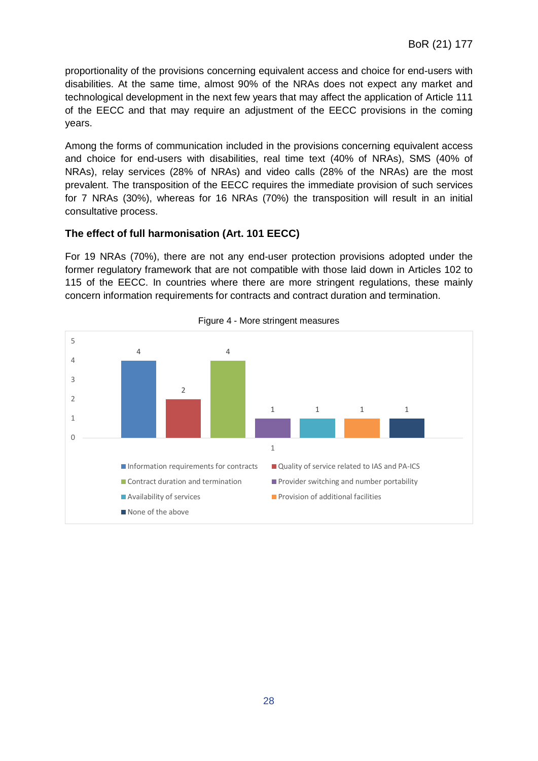proportionality of the provisions concerning equivalent access and choice for end-users with disabilities. At the same time, almost 90% of the NRAs does not expect any market and technological development in the next few years that may affect the application of Article 111 of the EECC and that may require an adjustment of the EECC provisions in the coming years.

Among the forms of communication included in the provisions concerning equivalent access and choice for end-users with disabilities, real time text (40% of NRAs), SMS (40% of NRAs), relay services (28% of NRAs) and video calls (28% of the NRAs) are the most prevalent. The transposition of the EECC requires the immediate provision of such services for 7 NRAs (30%), whereas for 16 NRAs (70%) the transposition will result in an initial consultative process.

### The effect of full harmonisation (Art. 101 EECC)

For 19 NRAs (70%), there are not any end-user protection provisions adopted under the former regulatory framework that are not compatible with those laid down in Articles 102 to 115 of the EECC. In countries where there are more stringent regulations, these mainly concern information requirements for contracts and contract duration and termination.

Figure 4 - More stringent measures

| Measure | Value |
| --- | --- |
| Information requirements for contracts | 4 |
| Quality of service related to IAS and PA-ICS | 2 |
| Contract duration and termination | 4 |
| Provider switching and number portability | 1 |
| Availability of services | 1 |
| Provision of additional facilities | 1 |
| None of the above | 1 |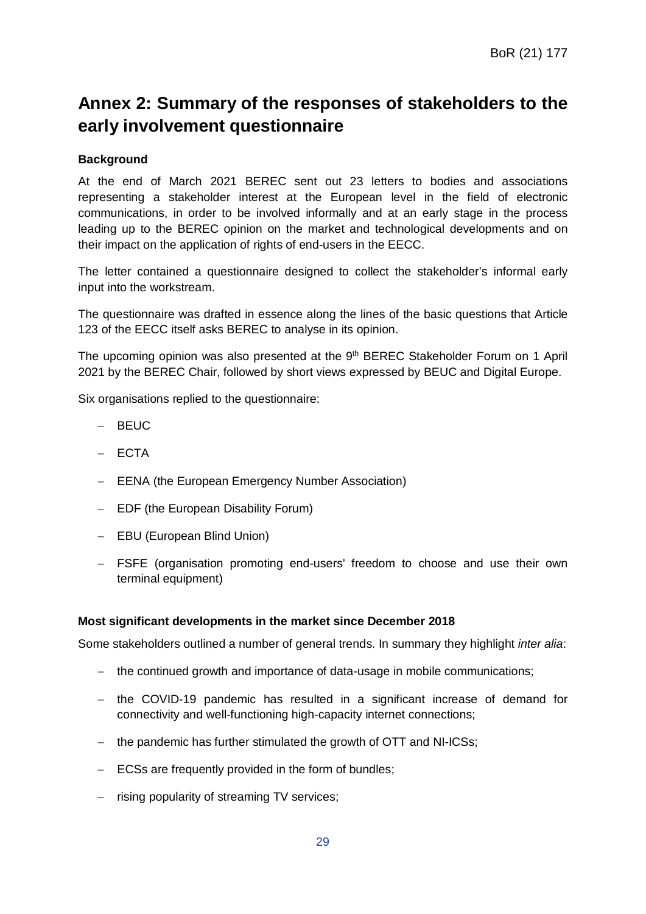# Annex 2: Summary of the responses of stakeholders to the early involvement questionnaire

**Background**

At the end of March 2021 BEREC sent out 23 letters to bodies and associations representing a stakeholder interest at the European level in the field of electronic communications, in order to be involved informally and at an early stage in the process leading up to the BEREC opinion on the market and technological developments and on their impact on the application of rights of end-users in the EECC.

The letter contained a questionnaire designed to collect the stakeholder's informal early input into the workstream.

The questionnaire was drafted in essence along the lines of the basic questions that Article 123 of the EECC itself asks BEREC to analyse in its opinion.

The upcoming opinion was also presented at the 9th BEREC Stakeholder Forum on 1 April 2021 by the BEREC Chair, followed by short views expressed by BEUC and Digital Europe.

Six organisations replied to the questionnaire:

- BEUC
- ECTA
- EENA (the European Emergency Number Association)
- EDF (the European Disability Forum)
- EBU (European Blind Union)
- FSFE (organisation promoting end-users' freedom to choose and use their own terminal equipment)

**Most significant developments in the market since December 2018**

Some stakeholders outlined a number of general trends. In summary they highlight *inter alia*:

- the continued growth and importance of data-usage in mobile communications;
- the COVID-19 pandemic has resulted in a significant increase of demand for connectivity and well-functioning high-capacity internet connections;
- the pandemic has further stimulated the growth of OTT and NI-ICSs;
- ECSs are frequently provided in the form of bundles;
- rising popularity of streaming TV services;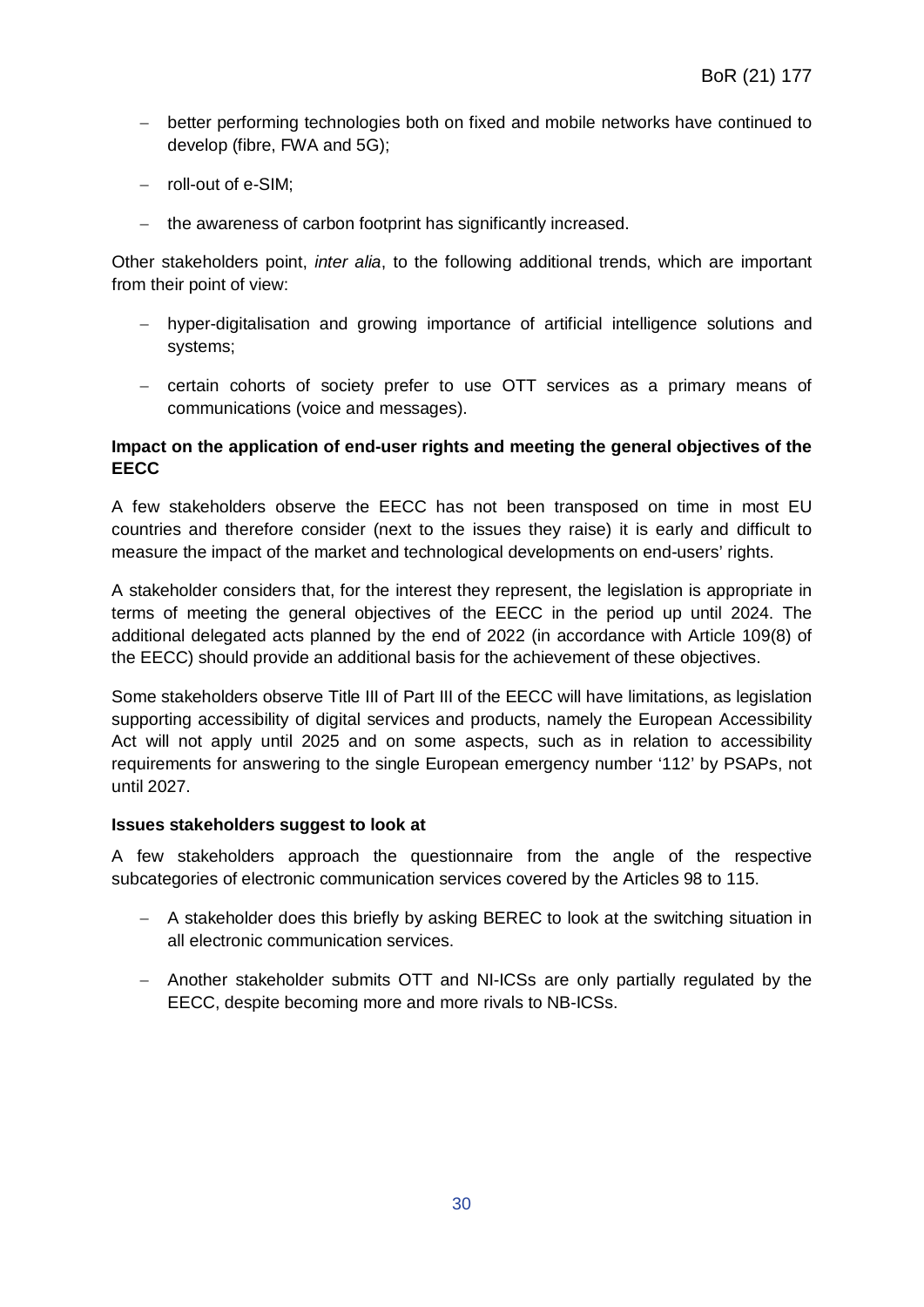- better performing technologies both on fixed and mobile networks have continued to develop (fibre, FWA and 5G);
- roll-out of e-SIM;
- the awareness of carbon footprint has significantly increased.

Other stakeholders point, *inter alia*, to the following additional trends, which are important from their point of view:

- hyper-digitalisation and growing importance of artificial intelligence solutions and systems;
- certain cohorts of society prefer to use OTT services as a primary means of communications (voice and messages).

**Impact on the application of end-user rights and meeting the general objectives of the EECC**

A few stakeholders observe the EECC has not been transposed on time in most EU countries and therefore consider (next to the issues they raise) it is early and difficult to measure the impact of the market and technological developments on end-users' rights.

A stakeholder considers that, for the interest they represent, the legislation is appropriate in terms of meeting the general objectives of the EECC in the period up until 2024. The additional delegated acts planned by the end of 2022 (in accordance with Article 109(8) of the EECC) should provide an additional basis for the achievement of these objectives.

Some stakeholders observe Title III of Part III of the EECC will have limitations, as legislation supporting accessibility of digital services and products, namely the European Accessibility Act will not apply until 2025 and on some aspects, such as in relation to accessibility requirements for answering to the single European emergency number '112' by PSAPs, not until 2027.

**Issues stakeholders suggest to look at**

A few stakeholders approach the questionnaire from the angle of the respective subcategories of electronic communication services covered by the Articles 98 to 115.

- A stakeholder does this briefly by asking BEREC to look at the switching situation in all electronic communication services.
- Another stakeholder submits OTT and NI-ICSs are only partially regulated by the EECC, despite becoming more and more rivals to NB-ICSs.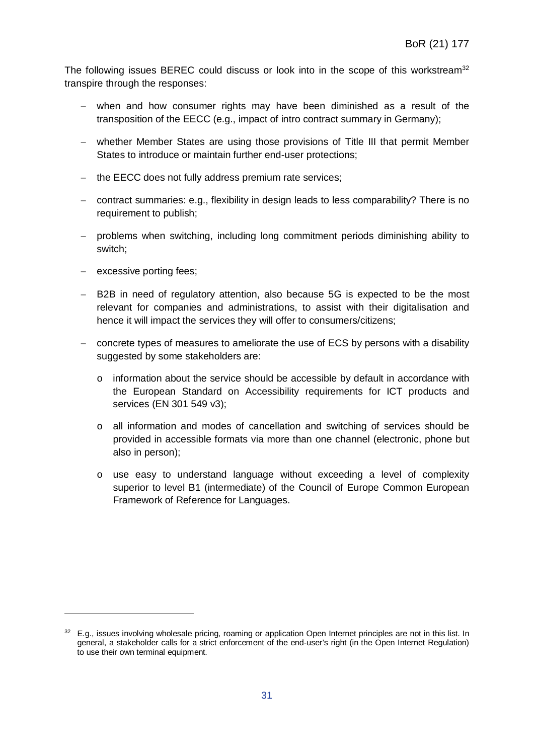The following issues BEREC could discuss or look into in the scope of this workstream[32] transpire through the responses:

- when and how consumer rights may have been diminished as a result of the transposition of the EECC (e.g., impact of intro contract summary in Germany);
- whether Member States are using those provisions of Title III that permit Member States to introduce or maintain further end-user protections;
- the EECC does not fully address premium rate services;
- contract summaries: e.g., flexibility in design leads to less comparability? There is no requirement to publish;
- problems when switching, including long commitment periods diminishing ability to switch;
- excessive porting fees;
- B2B in need of regulatory attention, also because 5G is expected to be the most relevant for companies and administrations, to assist with their digitalisation and hence it will impact the services they will offer to consumers/citizens;
- concrete types of measures to ameliorate the use of ECS by persons with a disability suggested by some stakeholders are:
  - information about the service should be accessible by default in accordance with the European Standard on Accessibility requirements for ICT products and services (EN 301 549 v3);
  - all information and modes of cancellation and switching of services should be provided in accessible formats via more than one channel (electronic, phone but also in person);
  - use easy to understand language without exceeding a level of complexity superior to level B1 (intermediate) of the Council of Europe Common European Framework of Reference for Languages.

[32] E.g., issues involving wholesale pricing, roaming or application Open Internet principles are not in this list. In general, a stakeholder calls for a strict enforcement of the end-user's right (in the Open Internet Regulation) to use their own terminal equipment.